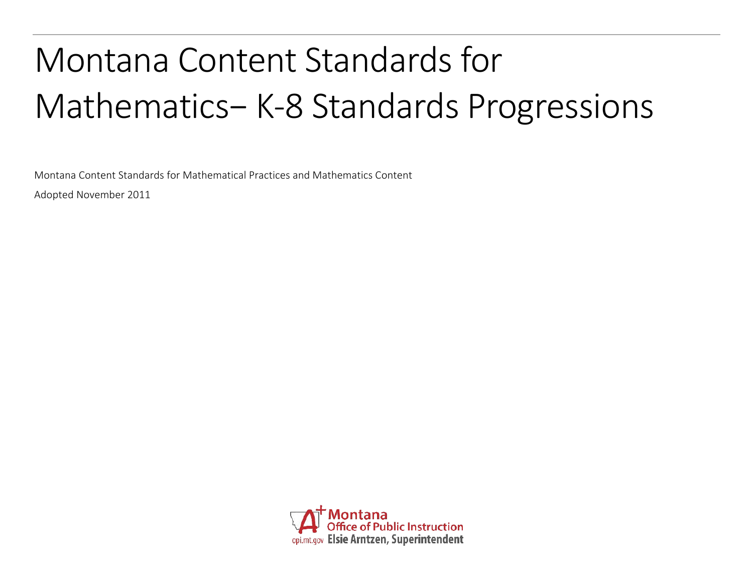# Montana Content Standards for Mathematics– K-8 Standards Progressions

Montana Content Standards for Mathematical Practices and Mathematics Content

Adopted November 2011

Montana Office of Public Instruction

opi.mt.gov Elsie Arntzen, Superintendent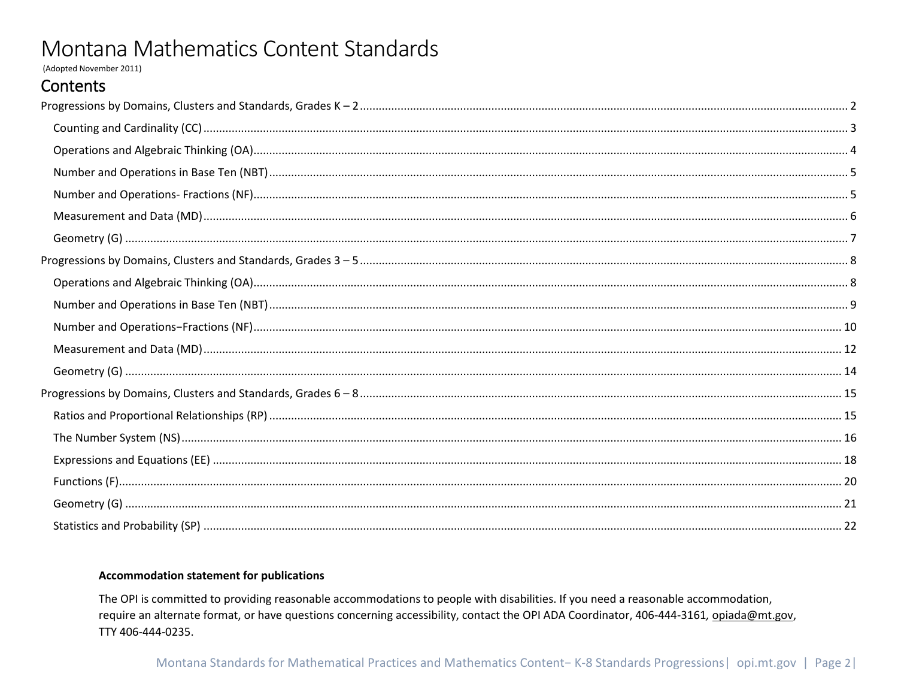# Montana Mathematics Content Standards

(Adopted November 2011)

## Contents

Progressions by Domains, Clusters and Standards, Grades K – 2 ..... 2

- Counting and Cardinality (CC) ..... 3
- Operations and Algebraic Thinking (OA) ..... 4
- Number and Operations in Base Ten (NBT) ..... 5
- Number and Operations- Fractions (NF) ..... 5
- Measurement and Data (MD) ..... 6
- Geometry (G) ..... 7

Progressions by Domains, Clusters and Standards, Grades 3 – 5 ..... 8

- Operations and Algebraic Thinking (OA) ..... 8
- Number and Operations in Base Ten (NBT) ..... 9
- Number and Operations−Fractions (NF) ..... 10
- Measurement and Data (MD) ..... 12
- Geometry (G) ..... 14

Progressions by Domains, Clusters and Standards, Grades 6 – 8 ..... 15

- Ratios and Proportional Relationships (RP) ..... 15
- The Number System (NS) ..... 16
- Expressions and Equations (EE) ..... 18
- Functions (F) ..... 20
- Geometry (G) ..... 21
- Statistics and Probability (SP) ..... 22

**Accommodation statement for publications**

The OPI is committed to providing reasonable accommodations to people with disabilities. If you need a reasonable accommodation, require an alternate format, or have questions concerning accessibility, contact the OPI ADA Coordinator, 406-444-3161, opiada@mt.gov, TTY 406-444-0235.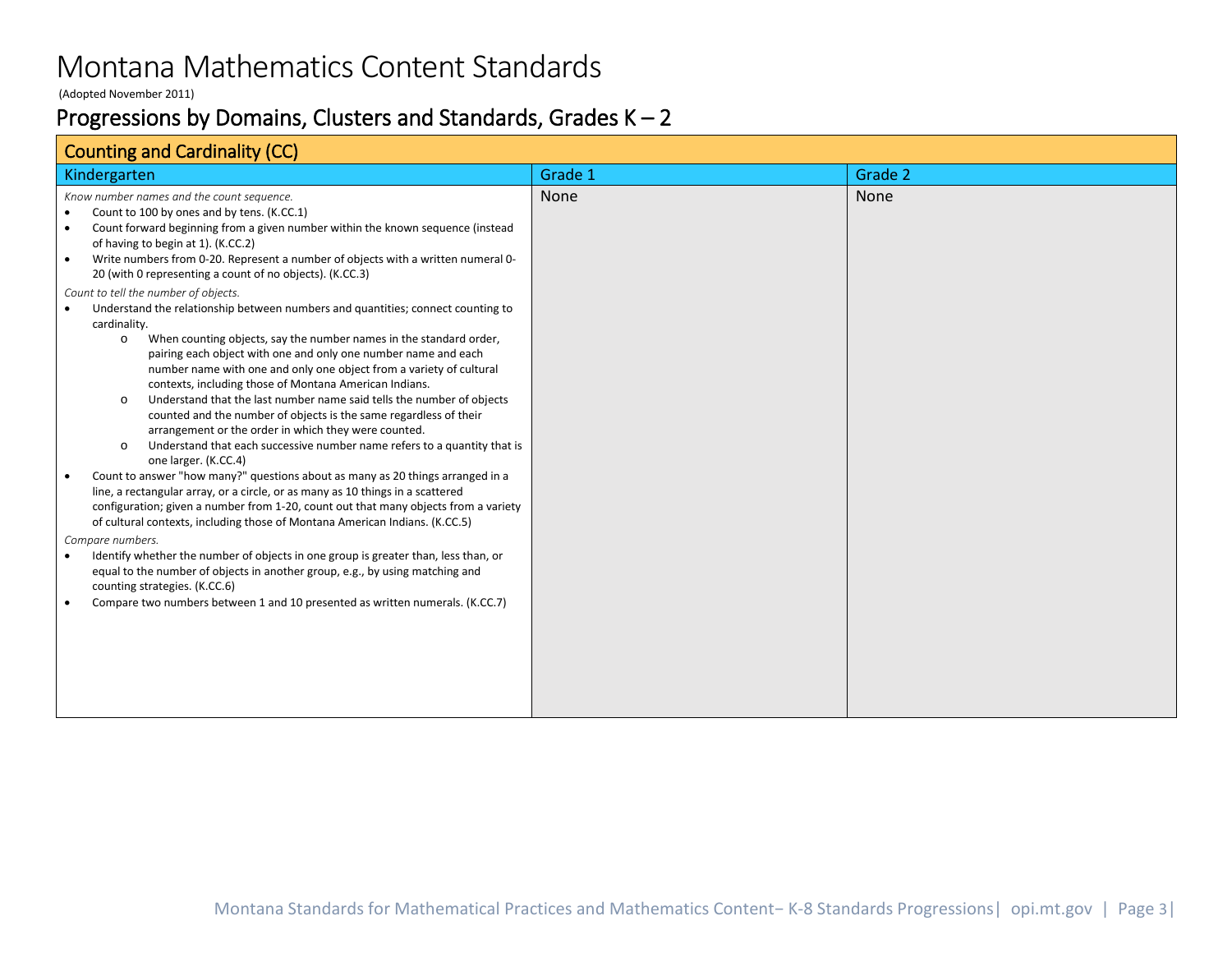# Montana Mathematics Content Standards

(Adopted November 2011)

## Progressions by Domains, Clusters and Standards, Grades K – 2

| Counting and Cardinality (CC) | | |
|---|---|---|
| Kindergarten | Grade 1 | Grade 2 |
| *Know number names and the count sequence.*<br>• Count to 100 by ones and by tens. (K.CC.1)<br>• Count forward beginning from a given number within the known sequence (instead of having to begin at 1). (K.CC.2)<br>• Write numbers from 0-20. Represent a number of objects with a written numeral 0-20 (with 0 representing a count of no objects). (K.CC.3)<br>*Count to tell the number of objects.*<br>• Understand the relationship between numbers and quantities; connect counting to cardinality.<br>&nbsp;&nbsp;&nbsp;&nbsp;o When counting objects, say the number names in the standard order, pairing each object with one and only one number name and each number name with one and only one object from a variety of cultural contexts, including those of Montana American Indians.<br>&nbsp;&nbsp;&nbsp;&nbsp;o Understand that the last number name said tells the number of objects counted and the number of objects is the same regardless of their arrangement or the order in which they were counted.<br>&nbsp;&nbsp;&nbsp;&nbsp;o Understand that each successive number name refers to a quantity that is one larger. (K.CC.4)<br>• Count to answer "how many?" questions about as many as 20 things arranged in a line, a rectangular array, or a circle, or as many as 10 things in a scattered configuration; given a number from 1-20, count out that many objects from a variety of cultural contexts, including those of Montana American Indians. (K.CC.5)<br>*Compare numbers.*<br>• Identify whether the number of objects in one group is greater than, less than, or equal to the number of objects in another group, e.g., by using matching and counting strategies. (K.CC.6)<br>• Compare two numbers between 1 and 10 presented as written numerals. (K.CC.7) | None | None |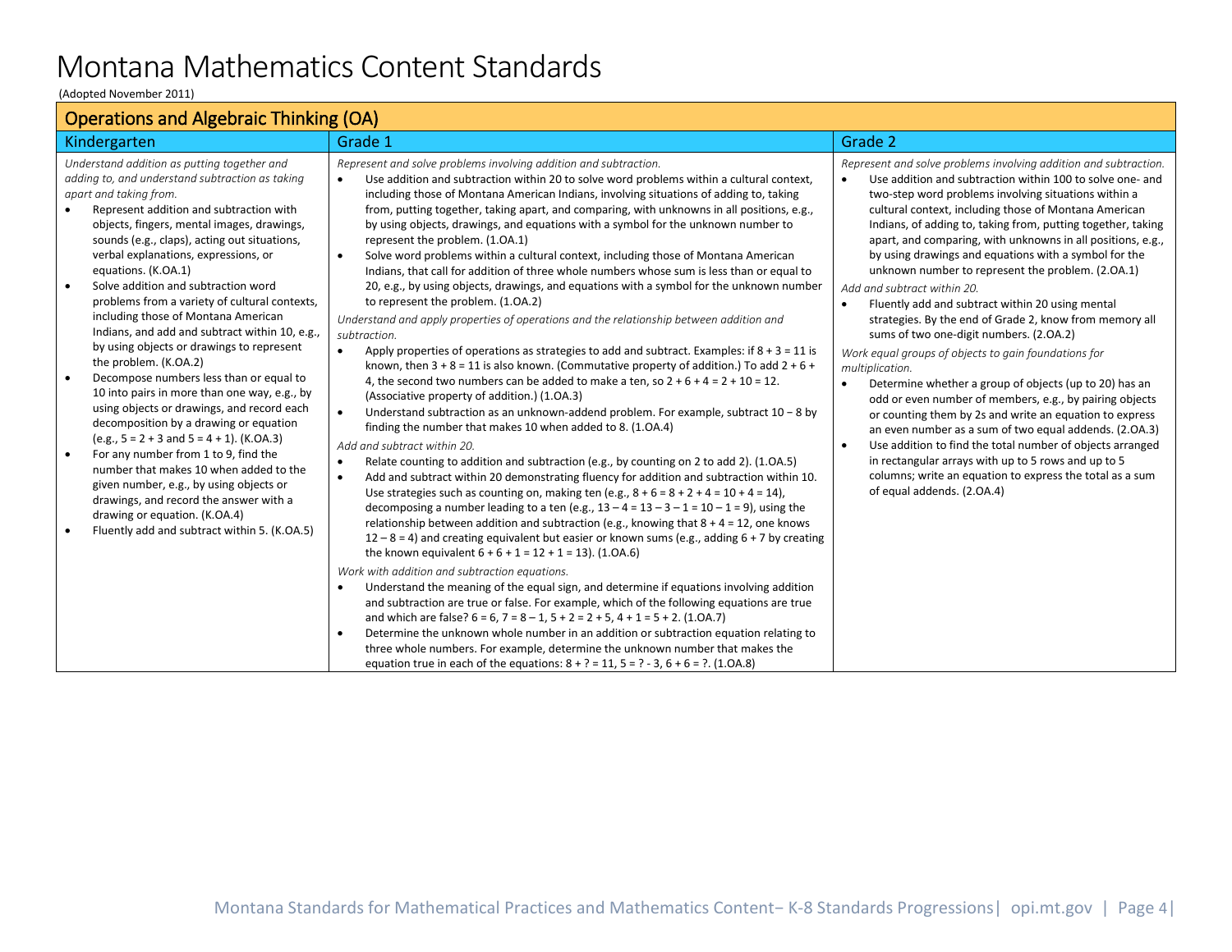# Montana Mathematics Content Standards

(Adopted November 2011)

## Operations and Algebraic Thinking (OA)

### Kindergarten

*Understand addition as putting together and adding to, and understand subtraction as taking apart and taking from.*

- Represent addition and subtraction with objects, fingers, mental images, drawings, sounds (e.g., claps), acting out situations, verbal explanations, expressions, or equations. (K.OA.1)
- Solve addition and subtraction word problems from a variety of cultural contexts, including those of Montana American Indians, and add and subtract within 10, e.g., by using objects or drawings to represent the problem. (K.OA.2)
- Decompose numbers less than or equal to 10 into pairs in more than one way, e.g., by using objects or drawings, and record each decomposition by a drawing or equation (e.g., $5 = 2 + 3$ and $5 = 4 + 1$). (K.OA.3)
- For any number from 1 to 9, find the number that makes 10 when added to the given number, e.g., by using objects or drawings, and record the answer with a drawing or equation. (K.OA.4)
- Fluently add and subtract within 5. (K.OA.5)

### Grade 1

*Represent and solve problems involving addition and subtraction.*

- Use addition and subtraction within 20 to solve word problems within a cultural context, including those of Montana American Indians, involving situations of adding to, taking from, putting together, taking apart, and comparing, with unknowns in all positions, e.g., by using objects, drawings, and equations with a symbol for the unknown number to represent the problem. (1.OA.1)
- Solve word problems within a cultural context, including those of Montana American Indians, that call for addition of three whole numbers whose sum is less than or equal to 20, e.g., by using objects, drawings, and equations with a symbol for the unknown number to represent the problem. (1.OA.2)

*Understand and apply properties of operations and the relationship between addition and subtraction.*

- Apply properties of operations as strategies to add and subtract. Examples: if $8 + 3 = 11$ is known, then $3 + 8 = 11$ is also known. (Commutative property of addition.) To add $2 + 6 + 4$, the second two numbers can be added to make a ten, so $2 + 6 + 4 = 2 + 10 = 12$. (Associative property of addition.) (1.OA.3)
- Understand subtraction as an unknown-addend problem. For example, subtract $10 - 8$ by finding the number that makes 10 when added to 8. (1.OA.4)

*Add and subtract within 20.*

- Relate counting to addition and subtraction (e.g., by counting on 2 to add 2). (1.OA.5)
- Add and subtract within 20 demonstrating fluency for addition and subtraction within 10. Use strategies such as counting on, making ten (e.g., $8 + 6 = 8 + 2 + 4 = 10 + 4 = 14$), decomposing a number leading to a ten (e.g., $13 - 4 = 13 - 3 - 1 = 10 - 1 = 9$), using the relationship between addition and subtraction (e.g., knowing that $8 + 4 = 12$, one knows $12 - 8 = 4$) and creating equivalent but easier or known sums (e.g., adding $6 + 7$ by creating the known equivalent $6 + 6 + 1 = 12 + 1 = 13$). (1.OA.6)

*Work with addition and subtraction equations.*

- Understand the meaning of the equal sign, and determine if equations involving addition and subtraction are true or false. For example, which of the following equations are true and which are false? $6 = 6$, $7 = 8 - 1$, $5 + 2 = 2 + 5$, $4 + 1 = 5 + 2$. (1.OA.7)
- Determine the unknown whole number in an addition or subtraction equation relating to three whole numbers. For example, determine the unknown number that makes the equation true in each of the equations: $8 + ? = 11$, $5 = ? - 3$, $6 + 6 = ?$. (1.OA.8)

### Grade 2

*Represent and solve problems involving addition and subtraction.*

- Use addition and subtraction within 100 to solve one- and two-step word problems involving situations within a cultural context, including those of Montana American Indians, of adding to, taking from, putting together, taking apart, and comparing, with unknowns in all positions, e.g., by using drawings and equations with a symbol for the unknown number to represent the problem. (2.OA.1)

*Add and subtract within 20.*

- Fluently add and subtract within 20 using mental strategies. By the end of Grade 2, know from memory all sums of two one-digit numbers. (2.OA.2)

*Work equal groups of objects to gain foundations for multiplication.*

- Determine whether a group of objects (up to 20) has an odd or even number of members, e.g., by pairing objects or counting them by 2s and write an equation to express an even number as a sum of two equal addends. (2.OA.3)
- Use addition to find the total number of objects arranged in rectangular arrays with up to 5 rows and up to 5 columns; write an equation to express the total as a sum of equal addends. (2.OA.4)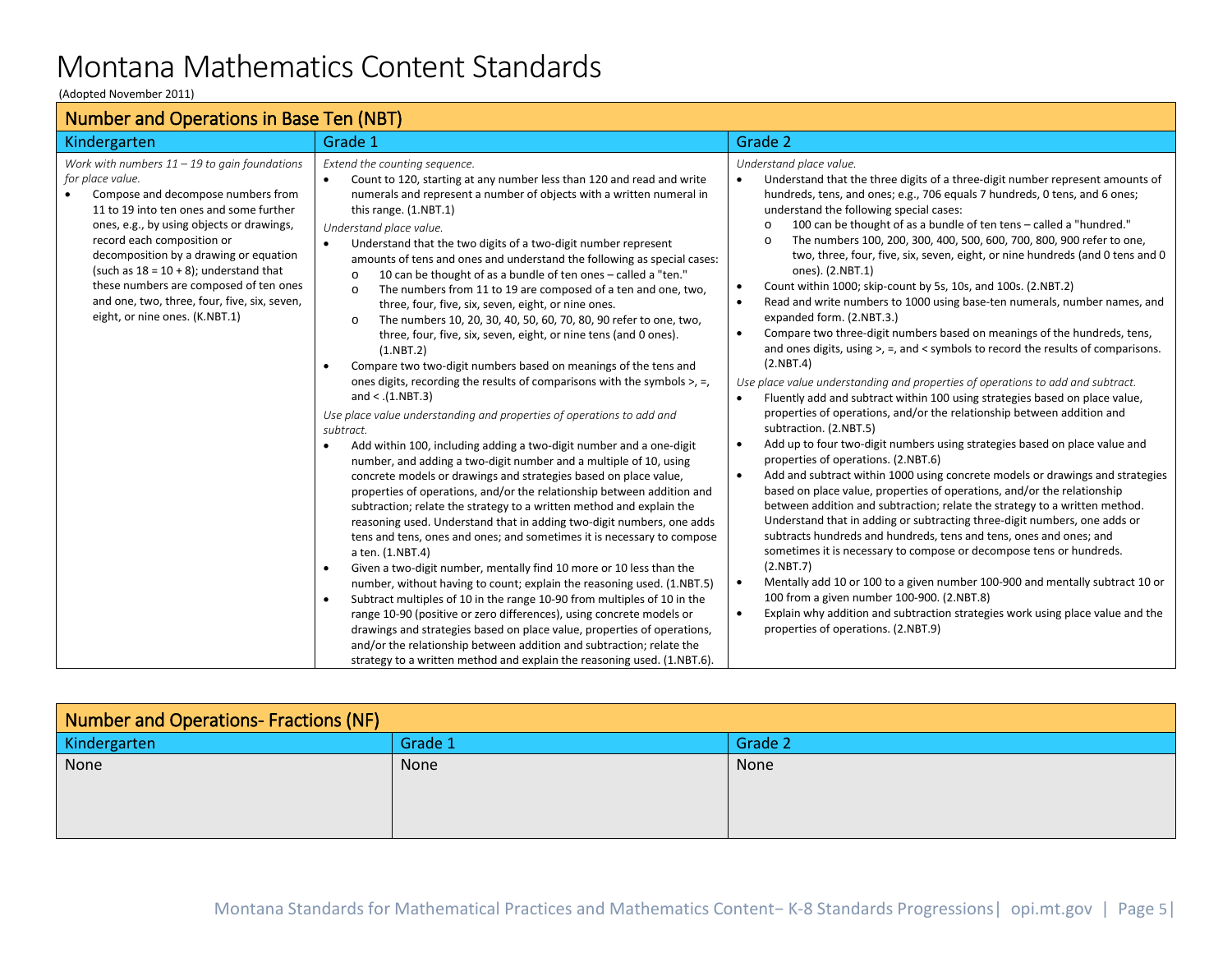# Montana Mathematics Content Standards

(Adopted November 2011)

## Number and Operations in Base Ten (NBT)

| Kindergarten | Grade 1 | Grade 2 |
|---|---|---|
| *Work with numbers 11 – 19 to gain foundations for place value.*<br>• Compose and decompose numbers from 11 to 19 into ten ones and some further ones, e.g., by using objects or drawings, record each composition or decomposition by a drawing or equation (such as 18 = 10 + 8); understand that these numbers are composed of ten ones and one, two, three, four, five, six, seven, eight, or nine ones. (K.NBT.1) | *Extend the counting sequence.*<br>• Count to 120, starting at any number less than 120 and read and write numerals and represent a number of objects with a written numeral in this range. (1.NBT.1)<br>*Understand place value.*<br>• Understand that the two digits of a two-digit number represent amounts of tens and ones and understand the following as special cases:<br>o 10 can be thought of as a bundle of ten ones – called a "ten."<br>o The numbers from 11 to 19 are composed of a ten and one, two, three, four, five, six, seven, eight, or nine ones.<br>o The numbers 10, 20, 30, 40, 50, 60, 70, 80, 90 refer to one, two, three, four, five, six, seven, eight, or nine tens (and 0 ones). (1.NBT.2)<br>• Compare two two-digit numbers based on meanings of the tens and ones digits, recording the results of comparisons with the symbols >, =, and < .(1.NBT.3)<br>*Use place value understanding and properties of operations to add and subtract.*<br>• Add within 100, including adding a two-digit number and a one-digit number, and adding a two-digit number and a multiple of 10, using concrete models or drawings and strategies based on place value, properties of operations, and/or the relationship between addition and subtraction; relate the strategy to a written method and explain the reasoning used. Understand that in adding two-digit numbers, one adds tens and tens, ones and ones; and sometimes it is necessary to compose a ten. (1.NBT.4)<br>• Given a two-digit number, mentally find 10 more or 10 less than the number, without having to count; explain the reasoning used. (1.NBT.5)<br>• Subtract multiples of 10 in the range 10-90 from multiples of 10 in the range 10-90 (positive or zero differences), using concrete models or drawings and strategies based on place value, properties of operations, and/or the relationship between addition and subtraction; relate the strategy to a written method and explain the reasoning used. (1.NBT.6). | *Understand place value.*<br>• Understand that the three digits of a three-digit number represent amounts of hundreds, tens, and ones; e.g., 706 equals 7 hundreds, 0 tens, and 6 ones; understand the following special cases:<br>o 100 can be thought of as a bundle of ten tens – called a "hundred."<br>o The numbers 100, 200, 300, 400, 500, 600, 700, 800, 900 refer to one, two, three, four, five, six, seven, eight, or nine hundreds (and 0 tens and 0 ones). (2.NBT.1)<br>• Count within 1000; skip-count by 5s, 10s, and 100s. (2.NBT.2)<br>• Read and write numbers to 1000 using base-ten numerals, number names, and expanded form. (2.NBT.3.)<br>• Compare two three-digit numbers based on meanings of the hundreds, tens, and ones digits, using >, =, and < symbols to record the results of comparisons. (2.NBT.4)<br>*Use place value understanding and properties of operations to add and subtract.*<br>• Fluently add and subtract within 100 using strategies based on place value, properties of operations, and/or the relationship between addition and subtraction. (2.NBT.5)<br>• Add up to four two-digit numbers using strategies based on place value and properties of operations. (2.NBT.6)<br>• Add and subtract within 1000 using concrete models or drawings and strategies based on place value, properties of operations, and/or the relationship between addition and subtraction; relate the strategy to a written method. Understand that in adding or subtracting three-digit numbers, one adds or subtracts hundreds and hundreds, tens and tens, ones and ones; and sometimes it is necessary to compose or decompose tens or hundreds. (2.NBT.7)<br>• Mentally add 10 or 100 to a given number 100-900 and mentally subtract 10 or 100 from a given number 100-900. (2.NBT.8)<br>• Explain why addition and subtraction strategies work using place value and the properties of operations. (2.NBT.9) |

## Number and Operations- Fractions (NF)

| Kindergarten | Grade 1 | Grade 2 |
|---|---|---|
| None | None | None |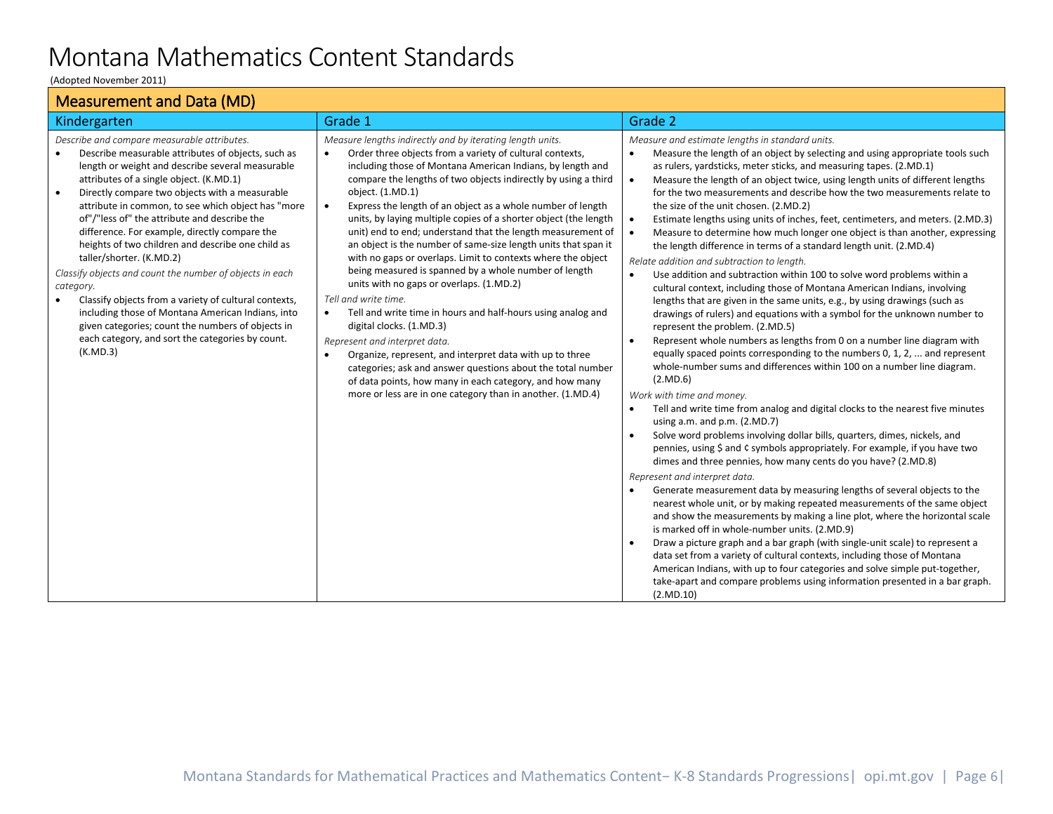# Montana Mathematics Content Standards

(Adopted November 2011)

## Measurement and Data (MD)

### Kindergarten

*Describe and compare measurable attributes.*

- Describe measurable attributes of objects, such as length or weight and describe several measurable attributes of a single object. (K.MD.1)
- Directly compare two objects with a measurable attribute in common, to see which object has "more of"/"less of" the attribute and describe the difference. For example, directly compare the heights of two children and describe one child as taller/shorter. (K.MD.2)

*Classify objects and count the number of objects in each category.*

- Classify objects from a variety of cultural contexts, including those of Montana American Indians, into given categories; count the numbers of objects in each category, and sort the categories by count. (K.MD.3)

### Grade 1

*Measure lengths indirectly and by iterating length units.*

- Order three objects from a variety of cultural contexts, including those of Montana American Indians, by length and compare the lengths of two objects indirectly by using a third object. (1.MD.1)
- Express the length of an object as a whole number of length units, by laying multiple copies of a shorter object (the length unit) end to end; understand that the length measurement of an object is the number of same-size length units that span it with no gaps or overlaps. Limit to contexts where the object being measured is spanned by a whole number of length units with no gaps or overlaps. (1.MD.2)

*Tell and write time.*

- Tell and write time in hours and half-hours using analog and digital clocks. (1.MD.3)

*Represent and interpret data.*

- Organize, represent, and interpret data with up to three categories; ask and answer questions about the total number of data points, how many in each category, and how many more or less are in one category than in another. (1.MD.4)

### Grade 2

*Measure and estimate lengths in standard units.*

- Measure the length of an object by selecting and using appropriate tools such as rulers, yardsticks, meter sticks, and measuring tapes. (2.MD.1)
- Measure the length of an object twice, using length units of different lengths for the two measurements and describe how the two measurements relate to the size of the unit chosen. (2.MD.2)
- Estimate lengths using units of inches, feet, centimeters, and meters. (2.MD.3)
- Measure to determine how much longer one object is than another, expressing the length difference in terms of a standard length unit. (2.MD.4)

*Relate addition and subtraction to length.*

- Use addition and subtraction within 100 to solve word problems within a cultural context, including those of Montana American Indians, involving lengths that are given in the same units, e.g., by using drawings (such as drawings of rulers) and equations with a symbol for the unknown number to represent the problem. (2.MD.5)
- Represent whole numbers as lengths from 0 on a number line diagram with equally spaced points corresponding to the numbers 0, 1, 2, ... and represent whole-number sums and differences within 100 on a number line diagram. (2.MD.6)

*Work with time and money.*

- Tell and write time from analog and digital clocks to the nearest five minutes using a.m. and p.m. (2.MD.7)
- Solve word problems involving dollar bills, quarters, dimes, nickels, and pennies, using $ and ¢ symbols appropriately. For example, if you have two dimes and three pennies, how many cents do you have? (2.MD.8)

*Represent and interpret data.*

- Generate measurement data by measuring lengths of several objects to the nearest whole unit, or by making repeated measurements of the same object and show the measurements by making a line plot, where the horizontal scale is marked off in whole-number units. (2.MD.9)
- Draw a picture graph and a bar graph (with single-unit scale) to represent a data set from a variety of cultural contexts, including those of Montana American Indians, with up to four categories and solve simple put-together, take-apart and compare problems using information presented in a bar graph. (2.MD.10)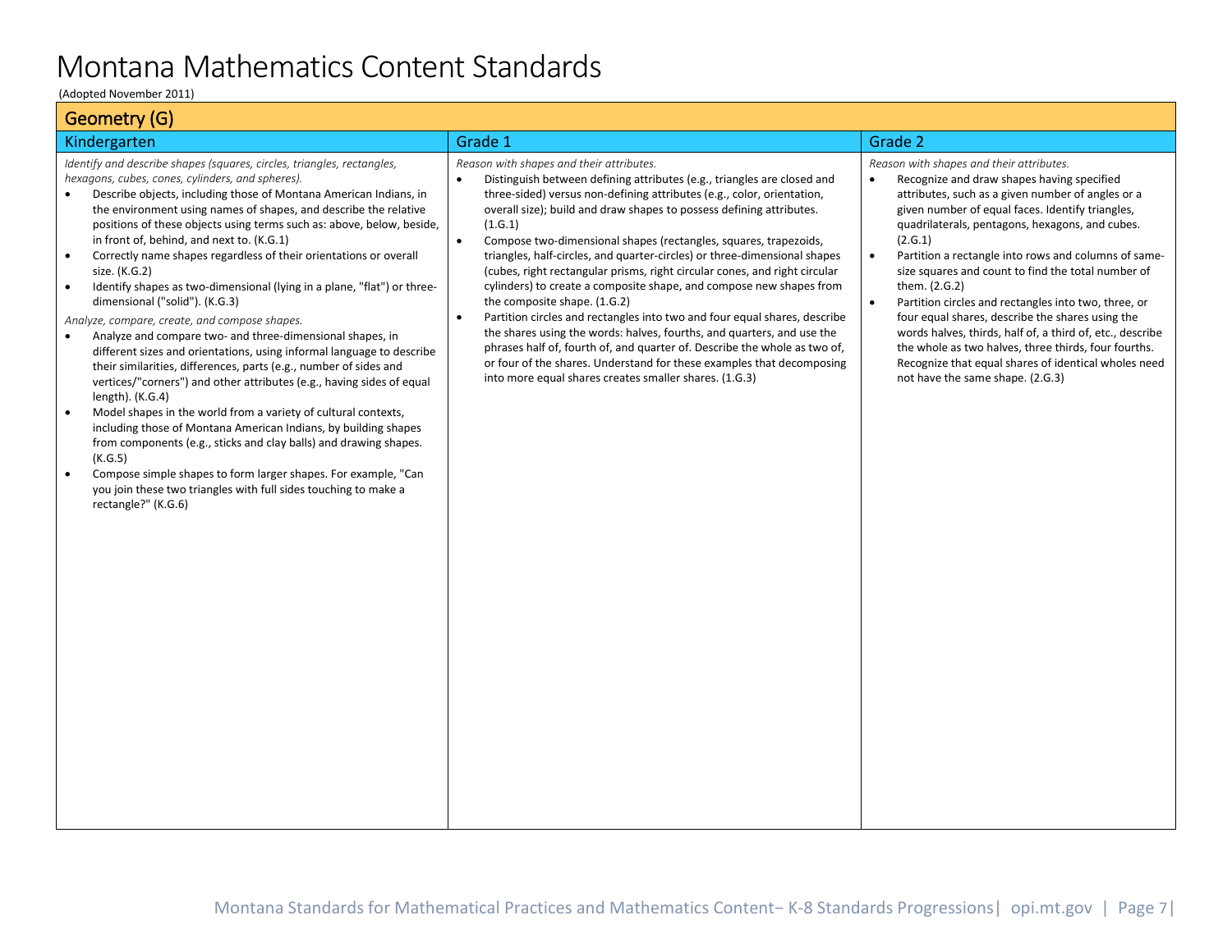# Montana Mathematics Content Standards

(Adopted November 2011)

## Geometry (G)

### Kindergarten

*Identify and describe shapes (squares, circles, triangles, rectangles, hexagons, cubes, cones, cylinders, and spheres).*

- Describe objects, including those of Montana American Indians, in the environment using names of shapes, and describe the relative positions of these objects using terms such as: above, below, beside, in front of, behind, and next to. (K.G.1)
- Correctly name shapes regardless of their orientations or overall size. (K.G.2)
- Identify shapes as two-dimensional (lying in a plane, "flat") or three-dimensional ("solid"). (K.G.3)

*Analyze, compare, create, and compose shapes.*

- Analyze and compare two- and three-dimensional shapes, in different sizes and orientations, using informal language to describe their similarities, differences, parts (e.g., number of sides and vertices/"corners") and other attributes (e.g., having sides of equal length). (K.G.4)
- Model shapes in the world from a variety of cultural contexts, including those of Montana American Indians, by building shapes from components (e.g., sticks and clay balls) and drawing shapes. (K.G.5)
- Compose simple shapes to form larger shapes. For example, "Can you join these two triangles with full sides touching to make a rectangle?" (K.G.6)

### Grade 1

*Reason with shapes and their attributes.*

- Distinguish between defining attributes (e.g., triangles are closed and three-sided) versus non-defining attributes (e.g., color, orientation, overall size); build and draw shapes to possess defining attributes. (1.G.1)
- Compose two-dimensional shapes (rectangles, squares, trapezoids, triangles, half-circles, and quarter-circles) or three-dimensional shapes (cubes, right rectangular prisms, right circular cones, and right circular cylinders) to create a composite shape, and compose new shapes from the composite shape. (1.G.2)
- Partition circles and rectangles into two and four equal shares, describe the shares using the words: halves, fourths, and quarters, and use the phrases half of, fourth of, and quarter of. Describe the whole as two of, or four of the shares. Understand for these examples that decomposing into more equal shares creates smaller shares. (1.G.3)

### Grade 2

*Reason with shapes and their attributes.*

- Recognize and draw shapes having specified attributes, such as a given number of angles or a given number of equal faces. Identify triangles, quadrilaterals, pentagons, hexagons, and cubes. (2.G.1)
- Partition a rectangle into rows and columns of same-size squares and count to find the total number of them. (2.G.2)
- Partition circles and rectangles into two, three, or four equal shares, describe the shares using the words halves, thirds, half of, a third of, etc., describe the whole as two halves, three thirds, four fourths. Recognize that equal shares of identical wholes need not have the same shape. (2.G.3)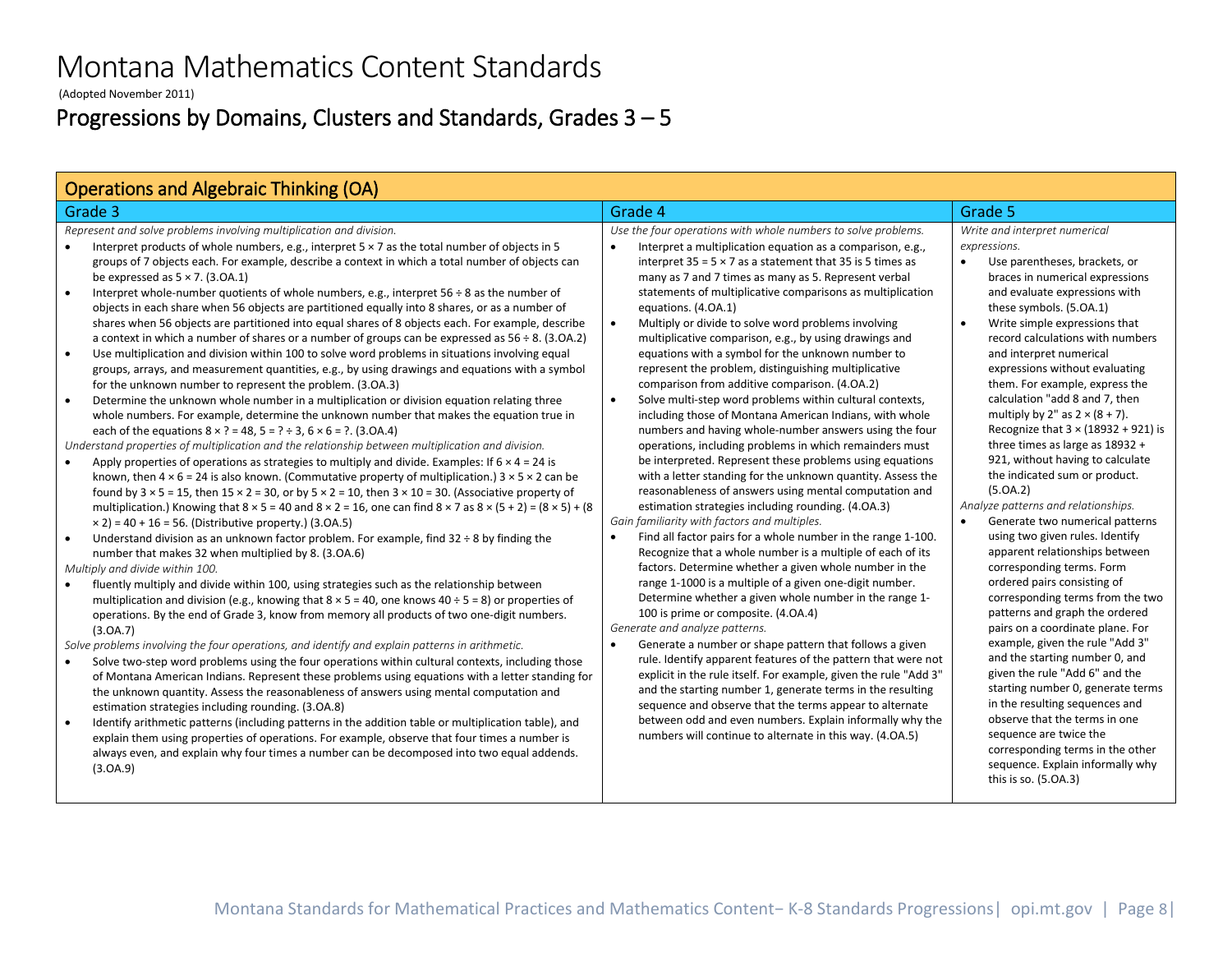# Montana Mathematics Content Standards

(Adopted November 2011)

## Progressions by Domains, Clusters and Standards, Grades 3 – 5

### Operations and Algebraic Thinking (OA)

#### Grade 3

*Represent and solve problems involving multiplication and division.*

- Interpret products of whole numbers, e.g., interpret 5 × 7 as the total number of objects in 5 groups of 7 objects each. For example, describe a context in which a total number of objects can be expressed as 5 × 7. (3.OA.1)
- Interpret whole-number quotients of whole numbers, e.g., interpret 56 ÷ 8 as the number of objects in each share when 56 objects are partitioned equally into 8 shares, or as a number of shares when 56 objects are partitioned into equal shares of 8 objects each. For example, describe a context in which a number of shares or a number of groups can be expressed as 56 ÷ 8. (3.OA.2)
- Use multiplication and division within 100 to solve word problems in situations involving equal groups, arrays, and measurement quantities, e.g., by using drawings and equations with a symbol for the unknown number to represent the problem. (3.OA.3)
- Determine the unknown whole number in a multiplication or division equation relating three whole numbers. For example, determine the unknown number that makes the equation true in each of the equations 8 × ? = 48, 5 = ? ÷ 3, 6 × 6 = ?. (3.OA.4)

*Understand properties of multiplication and the relationship between multiplication and division.*

- Apply properties of operations as strategies to multiply and divide. Examples: If 6 × 4 = 24 is known, then 4 × 6 = 24 is also known. (Commutative property of multiplication.) 3 × 5 × 2 can be found by 3 × 5 = 15, then 15 × 2 = 30, or by 5 × 2 = 10, then 3 × 10 = 30. (Associative property of multiplication.) Knowing that 8 × 5 = 40 and 8 × 2 = 16, one can find 8 × 7 as 8 × (5 + 2) = (8 × 5) + (8 × 2) = 40 + 16 = 56. (Distributive property.) (3.OA.5)
- Understand division as an unknown factor problem. For example, find 32 ÷ 8 by finding the number that makes 32 when multiplied by 8. (3.OA.6)

*Multiply and divide within 100.*

- fluently multiply and divide within 100, using strategies such as the relationship between multiplication and division (e.g., knowing that 8 × 5 = 40, one knows 40 ÷ 5 = 8) or properties of operations. By the end of Grade 3, know from memory all products of two one-digit numbers. (3.OA.7)

*Solve problems involving the four operations, and identify and explain patterns in arithmetic.*

- Solve two-step word problems using the four operations within cultural contexts, including those of Montana American Indians. Represent these problems using equations with a letter standing for the unknown quantity. Assess the reasonableness of answers using mental computation and estimation strategies including rounding. (3.OA.8)
- Identify arithmetic patterns (including patterns in the addition table or multiplication table), and explain them using properties of operations. For example, observe that four times a number is always even, and explain why four times a number can be decomposed into two equal addends. (3.OA.9)

#### Grade 4

*Use the four operations with whole numbers to solve problems.*

- Interpret a multiplication equation as a comparison, e.g., interpret 35 = 5 × 7 as a statement that 35 is 5 times as many as 7 and 7 times as many as 5. Represent verbal statements of multiplicative comparisons as multiplication equations. (4.OA.1)
- Multiply or divide to solve word problems involving multiplicative comparison, e.g., by using drawings and equations with a symbol for the unknown number to represent the problem, distinguishing multiplicative comparison from additive comparison. (4.OA.2)
- Solve multi-step word problems within cultural contexts, including those of Montana American Indians, with whole numbers and having whole-number answers using the four operations, including problems in which remainders must be interpreted. Represent these problems using equations with a letter standing for the unknown quantity. Assess the reasonableness of answers using mental computation and estimation strategies including rounding. (4.OA.3)

*Gain familiarity with factors and multiples.*

- Find all factor pairs for a whole number in the range 1-100. Recognize that a whole number is a multiple of each of its factors. Determine whether a given whole number in the range 1-1000 is a multiple of a given one-digit number. Determine whether a given whole number in the range 1-100 is prime or composite. (4.OA.4)

*Generate and analyze patterns.*

- Generate a number or shape pattern that follows a given rule. Identify apparent features of the pattern that were not explicit in the rule itself. For example, given the rule "Add 3" and the starting number 1, generate terms in the resulting sequence and observe that the terms appear to alternate between odd and even numbers. Explain informally why the numbers will continue to alternate in this way. (4.OA.5)

#### Grade 5

*Write and interpret numerical expressions.*

- Use parentheses, brackets, or braces in numerical expressions and evaluate expressions with these symbols. (5.OA.1)
- Write simple expressions that record calculations with numbers and interpret numerical expressions without evaluating them. For example, express the calculation "add 8 and 7, then multiply by 2" as 2 × (8 + 7). Recognize that 3 × (18932 + 921) is three times as large as 18932 + 921, without having to calculate the indicated sum or product. (5.OA.2)

*Analyze patterns and relationships.*

- Generate two numerical patterns using two given rules. Identify apparent relationships between corresponding terms. Form ordered pairs consisting of corresponding terms from the two patterns and graph the ordered pairs on a coordinate plane. For example, given the rule "Add 3" and the starting number 0, and given the rule "Add 6" and the starting number 0, generate terms in the resulting sequences and observe that the terms in one sequence are twice the corresponding terms in the other sequence. Explain informally why this is so. (5.OA.3)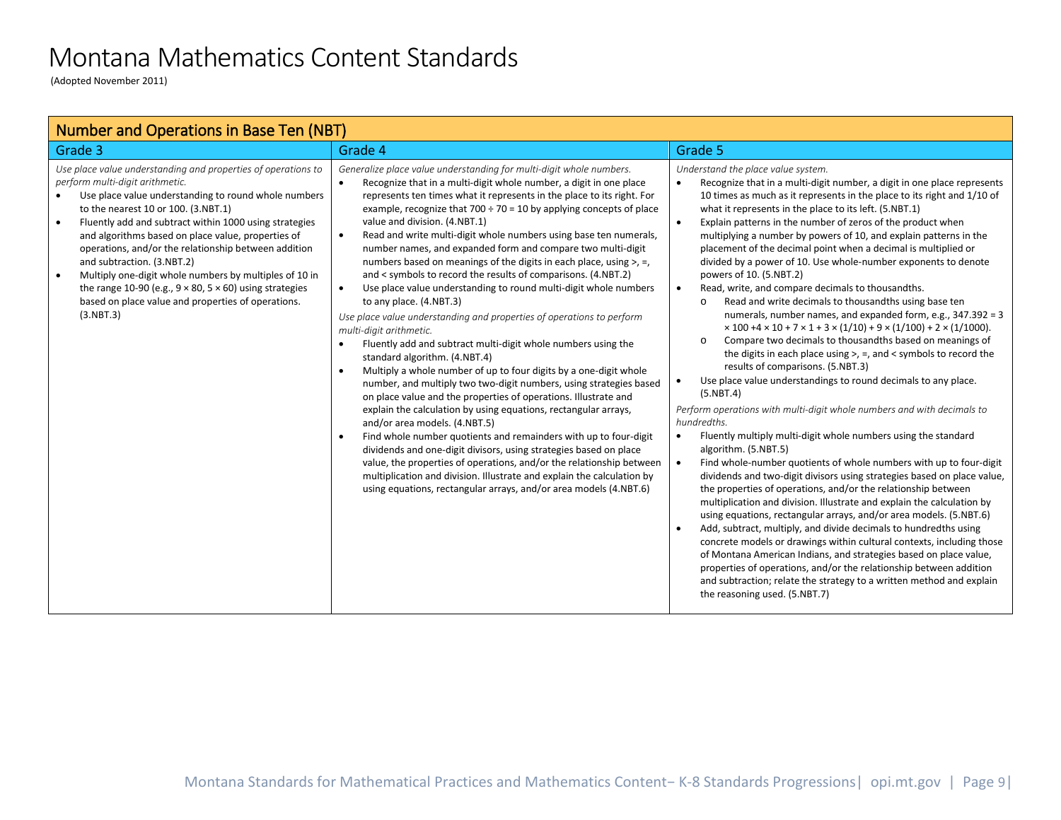# Montana Mathematics Content Standards

(Adopted November 2011)

## Number and Operations in Base Ten (NBT)

### Grade 3

*Use place value understanding and properties of operations to perform multi-digit arithmetic.*

- Use place value understanding to round whole numbers to the nearest 10 or 100. (3.NBT.1)
- Fluently add and subtract within 1000 using strategies and algorithms based on place value, properties of operations, and/or the relationship between addition and subtraction. (3.NBT.2)
- Multiply one-digit whole numbers by multiples of 10 in the range 10-90 (e.g., $9 \times 80$, $5 \times 60$) using strategies based on place value and properties of operations. (3.NBT.3)

### Grade 4

*Generalize place value understanding for multi-digit whole numbers.*

- Recognize that in a multi-digit whole number, a digit in one place represents ten times what it represents in the place to its right. For example, recognize that $700 \div 70 = 10$ by applying concepts of place value and division. (4.NBT.1)
- Read and write multi-digit whole numbers using base ten numerals, number names, and expanded form and compare two multi-digit numbers based on meanings of the digits in each place, using >, =, and < symbols to record the results of comparisons. (4.NBT.2)
- Use place value understanding to round multi-digit whole numbers to any place. (4.NBT.3)

*Use place value understanding and properties of operations to perform multi-digit arithmetic.*

- Fluently add and subtract multi-digit whole numbers using the standard algorithm. (4.NBT.4)
- Multiply a whole number of up to four digits by a one-digit whole number, and multiply two two-digit numbers, using strategies based on place value and the properties of operations. Illustrate and explain the calculation by using equations, rectangular arrays, and/or area models. (4.NBT.5)
- Find whole number quotients and remainders with up to four-digit dividends and one-digit divisors, using strategies based on place value, the properties of operations, and/or the relationship between multiplication and division. Illustrate and explain the calculation by using equations, rectangular arrays, and/or area models (4.NBT.6)

### Grade 5

*Understand the place value system.*

- Recognize that in a multi-digit number, a digit in one place represents 10 times as much as it represents in the place to its right and 1/10 of what it represents in the place to its left. (5.NBT.1)
- Explain patterns in the number of zeros of the product when multiplying a number by powers of 10, and explain patterns in the placement of the decimal point when a decimal is multiplied or divided by a power of 10. Use whole-number exponents to denote powers of 10. (5.NBT.2)
- Read, write, and compare decimals to thousandths.
  - Read and write decimals to thousandths using base ten numerals, number names, and expanded form, e.g., $347.392 = 3 \times 100 + 4 \times 10 + 7 \times 1 + 3 \times (1/10) + 9 \times (1/100) + 2 \times (1/1000)$.
  - Compare two decimals to thousandths based on meanings of the digits in each place using >, =, and < symbols to record the results of comparisons. (5.NBT.3)
- Use place value understandings to round decimals to any place. (5.NBT.4)

*Perform operations with multi-digit whole numbers and with decimals to hundredths.*

- Fluently multiply multi-digit whole numbers using the standard algorithm. (5.NBT.5)
- Find whole-number quotients of whole numbers with up to four-digit dividends and two-digit divisors using strategies based on place value, the properties of operations, and/or the relationship between multiplication and division. Illustrate and explain the calculation by using equations, rectangular arrays, and/or area models. (5.NBT.6)
- Add, subtract, multiply, and divide decimals to hundredths using concrete models or drawings within cultural contexts, including those of Montana American Indians, and strategies based on place value, properties of operations, and/or the relationship between addition and subtraction; relate the strategy to a written method and explain the reasoning used. (5.NBT.7)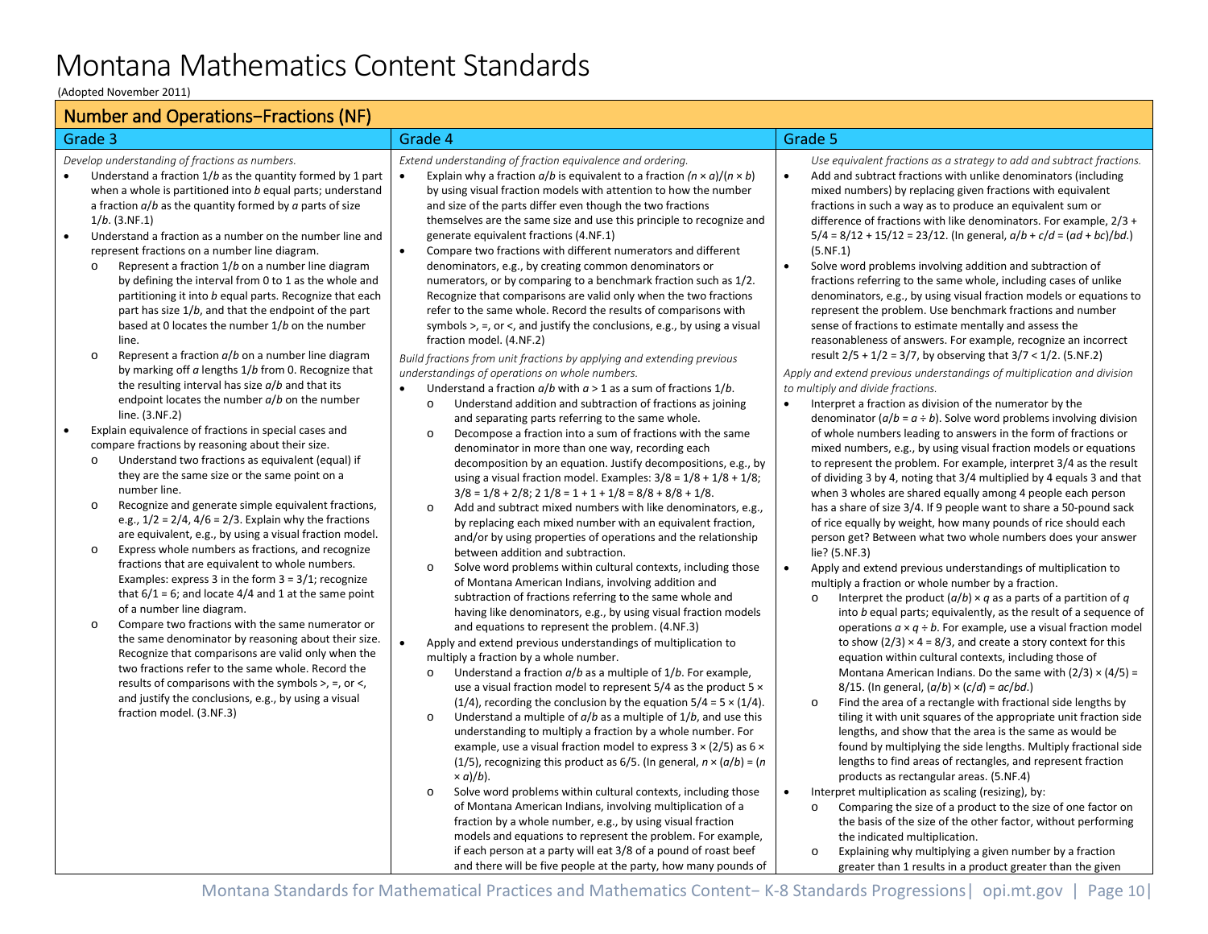# Montana Mathematics Content Standards

(Adopted November 2011)

## Number and Operations−Fractions (NF)

### Grade 3

*Develop understanding of fractions as numbers.*

- Understand a fraction $1/b$ as the quantity formed by 1 part when a whole is partitioned into $b$ equal parts; understand a fraction $a/b$ as the quantity formed by $a$ parts of size $1/b$. (3.NF.1)
- Understand a fraction as a number on the number line and represent fractions on a number line diagram.
  - Represent a fraction $1/b$ on a number line diagram by defining the interval from 0 to 1 as the whole and partitioning it into $b$ equal parts. Recognize that each part has size $1/b$, and that the endpoint of the part based at 0 locates the number $1/b$ on the number line.
  - Represent a fraction $a/b$ on a number line diagram by marking off $a$ lengths $1/b$ from 0. Recognize that the resulting interval has size $a/b$ and that its endpoint locates the number $a/b$ on the number line. (3.NF.2)
- Explain equivalence of fractions in special cases and compare fractions by reasoning about their size.
  - Understand two fractions as equivalent (equal) if they are the same size or the same point on a number line.
  - Recognize and generate simple equivalent fractions, e.g., $1/2 = 2/4$, $4/6 = 2/3$. Explain why the fractions are equivalent, e.g., by using a visual fraction model.
  - Express whole numbers as fractions, and recognize fractions that are equivalent to whole numbers. Examples: express 3 in the form $3 = 3/1$; recognize that $6/1 = 6$; and locate $4/4$ and 1 at the same point of a number line diagram.
  - Compare two fractions with the same numerator or the same denominator by reasoning about their size. Recognize that comparisons are valid only when the two fractions refer to the same whole. Record the results of comparisons with the symbols >, =, or <, and justify the conclusions, e.g., by using a visual fraction model. (3.NF.3)

### Grade 4

*Extend understanding of fraction equivalence and ordering.*

- Explain why a fraction $a/b$ is equivalent to a fraction $(n \times a)/(n \times b)$ by using visual fraction models with attention to how the number and size of the parts differ even though the two fractions themselves are the same size and use this principle to recognize and generate equivalent fractions (4.NF.1)
- Compare two fractions with different numerators and different denominators, e.g., by creating common denominators or numerators, or by comparing to a benchmark fraction such as 1/2. Recognize that comparisons are valid only when the two fractions refer to the same whole. Record the results of comparisons with symbols >, =, or <, and justify the conclusions, e.g., by using a visual fraction model. (4.NF.2)

*Build fractions from unit fractions by applying and extending previous understandings of operations on whole numbers.*

- Understand a fraction $a/b$ with $a > 1$ as a sum of fractions $1/b$.
  - Understand addition and subtraction of fractions as joining and separating parts referring to the same whole.
  - Decompose a fraction into a sum of fractions with the same denominator in more than one way, recording each decomposition by an equation. Justify decompositions, e.g., by using a visual fraction model. Examples: $3/8 = 1/8 + 1/8 + 1/8$; $3/8 = 1/8 + 2/8$; $2\ 1/8 = 1 + 1 + 1/8 = 8/8 + 8/8 + 1/8$.
  - Add and subtract mixed numbers with like denominators, e.g., by replacing each mixed number with an equivalent fraction, and/or by using properties of operations and the relationship between addition and subtraction.
  - Solve word problems within cultural contexts, including those of Montana American Indians, involving addition and subtraction of fractions referring to the same whole and having like denominators, e.g., by using visual fraction models and equations to represent the problem. (4.NF.3)
- Apply and extend previous understandings of multiplication to multiply a fraction by a whole number.
  - Understand a fraction $a/b$ as a multiple of $1/b$. For example, use a visual fraction model to represent 5/4 as the product $5 \times (1/4)$, recording the conclusion by the equation $5/4 = 5 \times (1/4)$.
  - Understand a multiple of $a/b$ as a multiple of $1/b$, and use this understanding to multiply a fraction by a whole number. For example, use a visual fraction model to express $3 \times (2/5)$ as $6 \times (1/5)$, recognizing this product as 6/5. (In general, $n \times (a/b) = (n \times a)/b$).
  - Solve word problems within cultural contexts, including those of Montana American Indians, involving multiplication of a fraction by a whole number, e.g., by using visual fraction models and equations to represent the problem. For example, if each person at a party will eat 3/8 of a pound of roast beef and there will be five people at the party, how many pounds of

### Grade 5

*Use equivalent fractions as a strategy to add and subtract fractions.*

- Add and subtract fractions with unlike denominators (including mixed numbers) by replacing given fractions with equivalent fractions in such a way as to produce an equivalent sum or difference of fractions with like denominators. For example, $2/3 + 5/4 = 8/12 + 15/12 = 23/12$. (In general, $a/b + c/d = (ad + bc)/bd$.) (5.NF.1)
- Solve word problems involving addition and subtraction of fractions referring to the same whole, including cases of unlike denominators, e.g., by using visual fraction models or equations to represent the problem. Use benchmark fractions and number sense of fractions to estimate mentally and assess the reasonableness of answers. For example, recognize an incorrect result $2/5 + 1/2 = 3/7$, by observing that $3/7 < 1/2$. (5.NF.2)

*Apply and extend previous understandings of multiplication and division to multiply and divide fractions.*

- Interpret a fraction as division of the numerator by the denominator ($a/b = a \div b$). Solve word problems involving division of whole numbers leading to answers in the form of fractions or mixed numbers, e.g., by using visual fraction models or equations to represent the problem. For example, interpret 3/4 as the result of dividing 3 by 4, noting that 3/4 multiplied by 4 equals 3 and that when 3 wholes are shared equally among 4 people each person has a share of size 3/4. If 9 people want to share a 50-pound sack of rice equally by weight, how many pounds of rice should each person get? Between what two whole numbers does your answer lie? (5.NF.3)
- Apply and extend previous understandings of multiplication to multiply a fraction or whole number by a fraction.
  - Interpret the product $(a/b) \times q$ as a parts of a partition of $q$ into $b$ equal parts; equivalently, as the result of a sequence of operations $a \times q \div b$. For example, use a visual fraction model to show $(2/3) \times 4 = 8/3$, and create a story context for this equation within cultural contexts, including those of Montana American Indians. Do the same with $(2/3) \times (4/5) = 8/15$. (In general, $(a/b) \times (c/d) = ac/bd$.)
  - Find the area of a rectangle with fractional side lengths by tiling it with unit squares of the appropriate unit fraction side lengths, and show that the area is the same as would be found by multiplying the side lengths. Multiply fractional side lengths to find areas of rectangles, and represent fraction products as rectangular areas. (5.NF.4)
- Interpret multiplication as scaling (resizing), by:
  - Comparing the size of a product to the size of one factor on the basis of the size of the other factor, without performing the indicated multiplication.
  - Explaining why multiplying a given number by a fraction greater than 1 results in a product greater than the given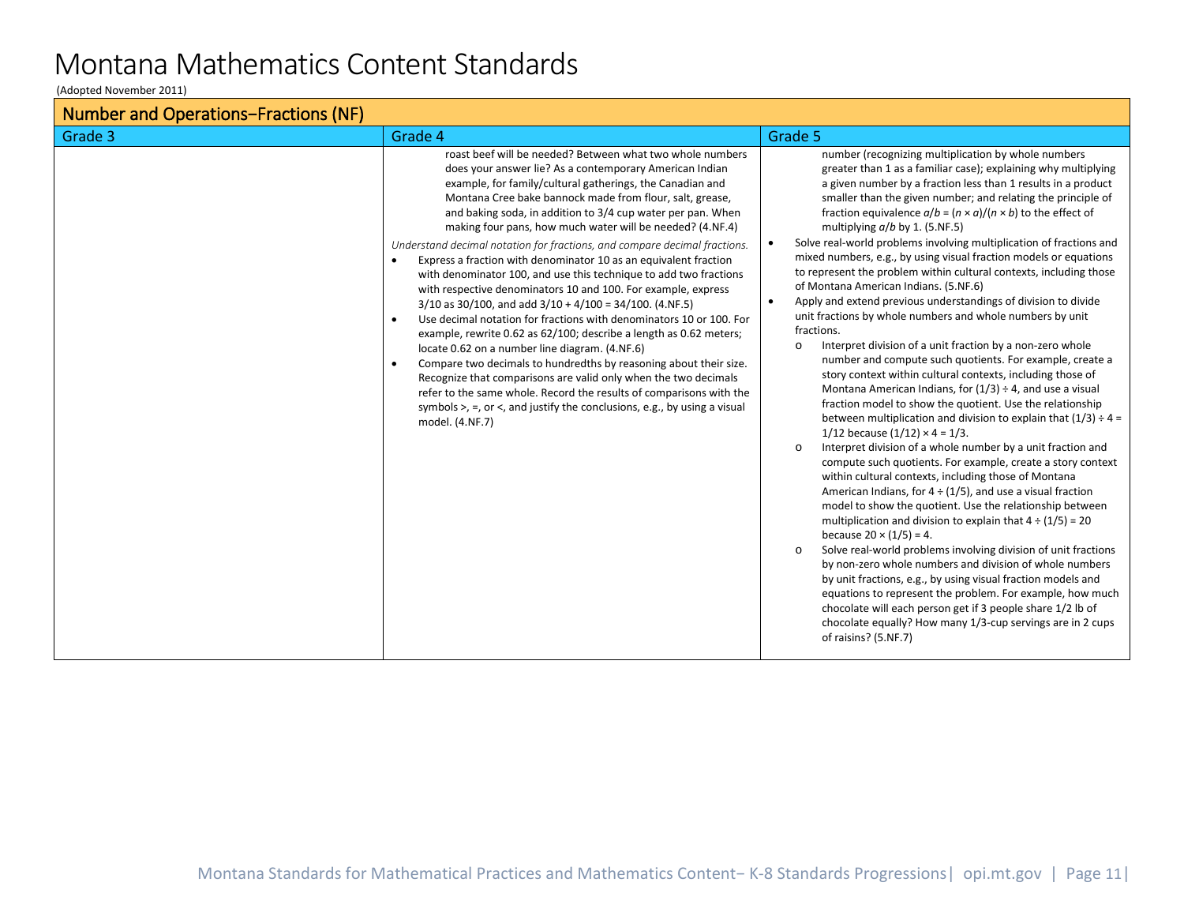# Montana Mathematics Content Standards

(Adopted November 2011)

| Number and Operations–Fractions (NF) | | |
|---|---|---|
| Grade 3 | Grade 4 | Grade 5 |
| | roast beef will be needed? Between what two whole numbers does your answer lie? As a contemporary American Indian example, for family/cultural gatherings, the Canadian and Montana Cree bake bannock made from flour, salt, grease, and baking soda, in addition to 3/4 cup water per pan. When making four pans, how much water will be needed? (4.NF.4)<br><br>*Understand decimal notation for fractions, and compare decimal fractions.*<br>• Express a fraction with denominator 10 as an equivalent fraction with denominator 100, and use this technique to add two fractions with respective denominators 10 and 100. For example, express 3/10 as 30/100, and add 3/10 + 4/100 = 34/100. (4.NF.5)<br>• Use decimal notation for fractions with denominators 10 or 100. For example, rewrite 0.62 as 62/100; describe a length as 0.62 meters; locate 0.62 on a number line diagram. (4.NF.6)<br>• Compare two decimals to hundredths by reasoning about their size. Recognize that comparisons are valid only when the two decimals refer to the same whole. Record the results of comparisons with the symbols >, =, or <, and justify the conclusions, e.g., by using a visual model. (4.NF.7) | number (recognizing multiplication by whole numbers greater than 1 as a familiar case); explaining why multiplying a given number by a fraction less than 1 results in a product smaller than the given number; and relating the principle of fraction equivalence $a/b = (n \times a)/(n \times b)$ to the effect of multiplying $a/b$ by 1. (5.NF.5)<br>• Solve real-world problems involving multiplication of fractions and mixed numbers, e.g., by using visual fraction models or equations to represent the problem within cultural contexts, including those of Montana American Indians. (5.NF.6)<br>• Apply and extend previous understandings of division to divide unit fractions by whole numbers and whole numbers by unit fractions.<br>o Interpret division of a unit fraction by a non-zero whole number and compute such quotients. For example, create a story context within cultural contexts, including those of Montana American Indians, for (1/3) ÷ 4, and use a visual fraction model to show the quotient. Use the relationship between multiplication and division to explain that (1/3) ÷ 4 = 1/12 because (1/12) × 4 = 1/3.<br>o Interpret division of a whole number by a unit fraction and compute such quotients. For example, create a story context within cultural contexts, including those of Montana American Indians, for 4 ÷ (1/5), and use a visual fraction model to show the quotient. Use the relationship between multiplication and division to explain that 4 ÷ (1/5) = 20 because 20 × (1/5) = 4.<br>o Solve real-world problems involving division of unit fractions by non-zero whole numbers and division of whole numbers by unit fractions, e.g., by using visual fraction models and equations to represent the problem. For example, how much chocolate will each person get if 3 people share 1/2 lb of chocolate equally? How many 1/3-cup servings are in 2 cups of raisins? (5.NF.7) |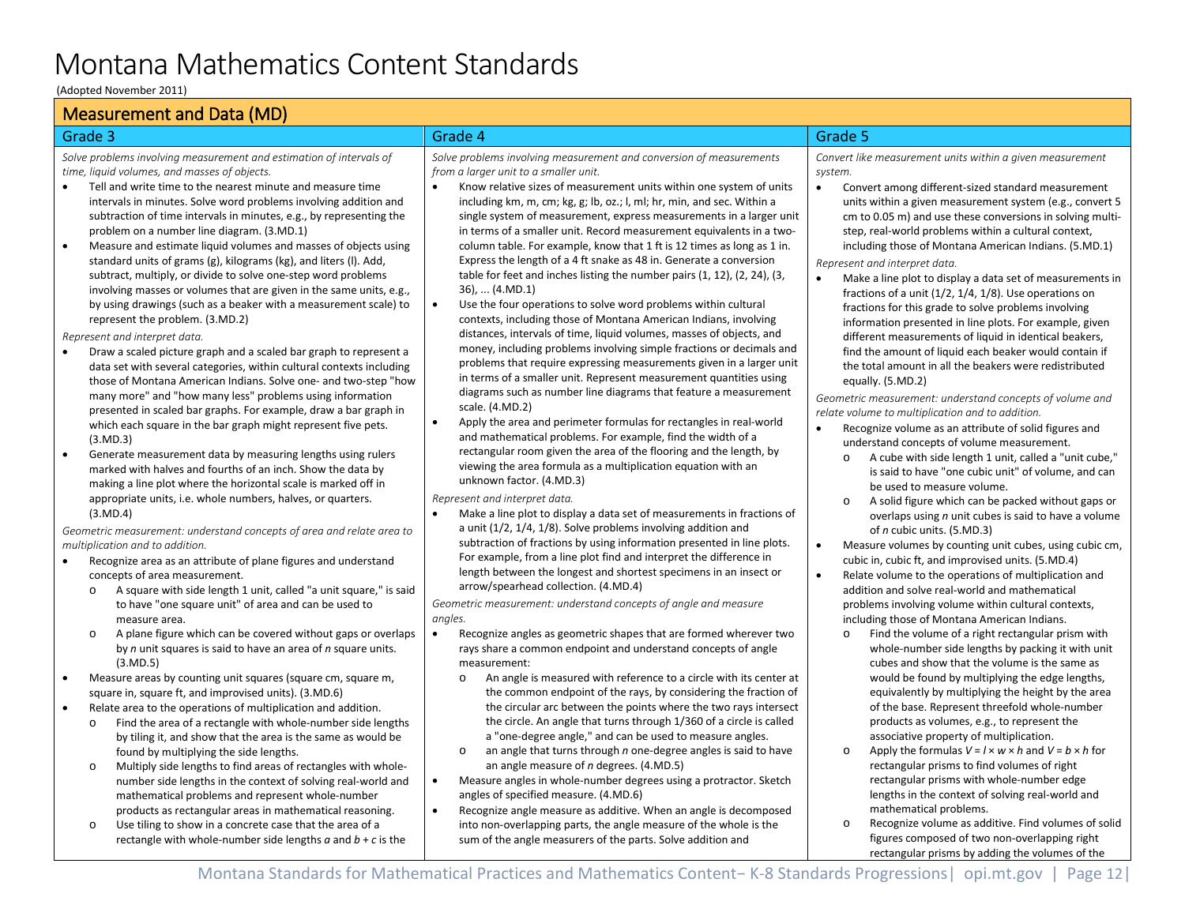# Montana Mathematics Content Standards

(Adopted November 2011)

## Measurement and Data (MD)

### Grade 3

*Solve problems involving measurement and estimation of intervals of time, liquid volumes, and masses of objects.*

- Tell and write time to the nearest minute and measure time intervals in minutes. Solve word problems involving addition and subtraction of time intervals in minutes, e.g., by representing the problem on a number line diagram. (3.MD.1)
- Measure and estimate liquid volumes and masses of objects using standard units of grams (g), kilograms (kg), and liters (l). Add, subtract, multiply, or divide to solve one-step word problems involving masses or volumes that are given in the same units, e.g., by using drawings (such as a beaker with a measurement scale) to represent the problem. (3.MD.2)

*Represent and interpret data.*

- Draw a scaled picture graph and a scaled bar graph to represent a data set with several categories, within cultural contexts including those of Montana American Indians. Solve one- and two-step "how many more" and "how many less" problems using information presented in scaled bar graphs. For example, draw a bar graph in which each square in the bar graph might represent five pets. (3.MD.3)
- Generate measurement data by measuring lengths using rulers marked with halves and fourths of an inch. Show the data by making a line plot where the horizontal scale is marked off in appropriate units, i.e. whole numbers, halves, or quarters. (3.MD.4)

*Geometric measurement: understand concepts of area and relate area to multiplication and to addition.*

- Recognize area as an attribute of plane figures and understand concepts of area measurement.
  - A square with side length 1 unit, called "a unit square," is said to have "one square unit" of area and can be used to measure area.
  - A plane figure which can be covered without gaps or overlaps by *n* unit squares is said to have an area of *n* square units. (3.MD.5)
- Measure areas by counting unit squares (square cm, square m, square in, square ft, and improvised units). (3.MD.6)
- Relate area to the operations of multiplication and addition.
  - Find the area of a rectangle with whole-number side lengths by tiling it, and show that the area is the same as would be found by multiplying the side lengths.
  - Multiply side lengths to find areas of rectangles with whole-number side lengths in the context of solving real-world and mathematical problems and represent whole-number products as rectangular areas in mathematical reasoning.
  - Use tiling to show in a concrete case that the area of a rectangle with whole-number side lengths $a$ and $b + c$ is the

### Grade 4

*Solve problems involving measurement and conversion of measurements from a larger unit to a smaller unit.*

- Know relative sizes of measurement units within one system of units including km, m, cm; kg, g; lb, oz.; l, ml; hr, min, and sec. Within a single system of measurement, express measurements in a larger unit in terms of a smaller unit. Record measurement equivalents in a two-column table. For example, know that 1 ft is 12 times as long as 1 in. Express the length of a 4 ft snake as 48 in. Generate a conversion table for feet and inches listing the number pairs (1, 12), (2, 24), (3, 36), ... (4.MD.1)
- Use the four operations to solve word problems within cultural contexts, including those of Montana American Indians, involving distances, intervals of time, liquid volumes, masses of objects, and money, including problems involving simple fractions or decimals and problems that require expressing measurements given in a larger unit in terms of a smaller unit. Represent measurement quantities using diagrams such as number line diagrams that feature a measurement scale. (4.MD.2)
- Apply the area and perimeter formulas for rectangles in real-world and mathematical problems. For example, find the width of a rectangular room given the area of the flooring and the length, by viewing the area formula as a multiplication equation with an unknown factor. (4.MD.3)

*Represent and interpret data.*

- Make a line plot to display a data set of measurements in fractions of a unit (1/2, 1/4, 1/8). Solve problems involving addition and subtraction of fractions by using information presented in line plots. For example, from a line plot find and interpret the difference in length between the longest and shortest specimens in an insect or arrow/spearhead collection. (4.MD.4)

*Geometric measurement: understand concepts of angle and measure angles.*

- Recognize angles as geometric shapes that are formed wherever two rays share a common endpoint and understand concepts of angle measurement:
  - An angle is measured with reference to a circle with its center at the common endpoint of the rays, by considering the fraction of the circular arc between the points where the two rays intersect the circle. An angle that turns through 1/360 of a circle is called a "one-degree angle," and can be used to measure angles.
  - an angle that turns through *n* one-degree angles is said to have an angle measure of *n* degrees. (4.MD.5)
- Measure angles in whole-number degrees using a protractor. Sketch angles of specified measure. (4.MD.6)
- Recognize angle measure as additive. When an angle is decomposed into non-overlapping parts, the angle measure of the whole is the sum of the angle measurers of the parts. Solve addition and

### Grade 5

*Convert like measurement units within a given measurement system.*

- Convert among different-sized standard measurement units within a given measurement system (e.g., convert 5 cm to 0.05 m) and use these conversions in solving multi-step, real-world problems within a cultural context, including those of Montana American Indians. (5.MD.1)

*Represent and interpret data.*

- Make a line plot to display a data set of measurements in fractions of a unit (1/2, 1/4, 1/8). Use operations on fractions for this grade to solve problems involving information presented in line plots. For example, given different measurements of liquid in identical beakers, find the amount of liquid each beaker would contain if the total amount in all the beakers were redistributed equally. (5.MD.2)

*Geometric measurement: understand concepts of volume and relate volume to multiplication and to addition.*

- Recognize volume as an attribute of solid figures and understand concepts of volume measurement.
  - A cube with side length 1 unit, called a "unit cube," is said to have "one cubic unit" of volume, and can be used to measure volume.
  - A solid figure which can be packed without gaps or overlaps using *n* unit cubes is said to have a volume of *n* cubic units. (5.MD.3)
- Measure volumes by counting unit cubes, using cubic cm, cubic in, cubic ft, and improvised units. (5.MD.4)
- Relate volume to the operations of multiplication and addition and solve real-world and mathematical problems involving volume within cultural contexts, including those of Montana American Indians.
  - Find the volume of a right rectangular prism with whole-number side lengths by packing it with unit cubes and show that the volume is the same as would be found by multiplying the edge lengths, equivalently by multiplying the height by the area of the base. Represent threefold whole-number products as volumes, e.g., to represent the associative property of multiplication.
  - Apply the formulas $V = l \times w \times h$ and $V = b \times h$ for rectangular prisms to find volumes of right rectangular prisms with whole-number edge lengths in the context of solving real-world and mathematical problems.
  - Recognize volume as additive. Find volumes of solid figures composed of two non-overlapping right rectangular prisms by adding the volumes of the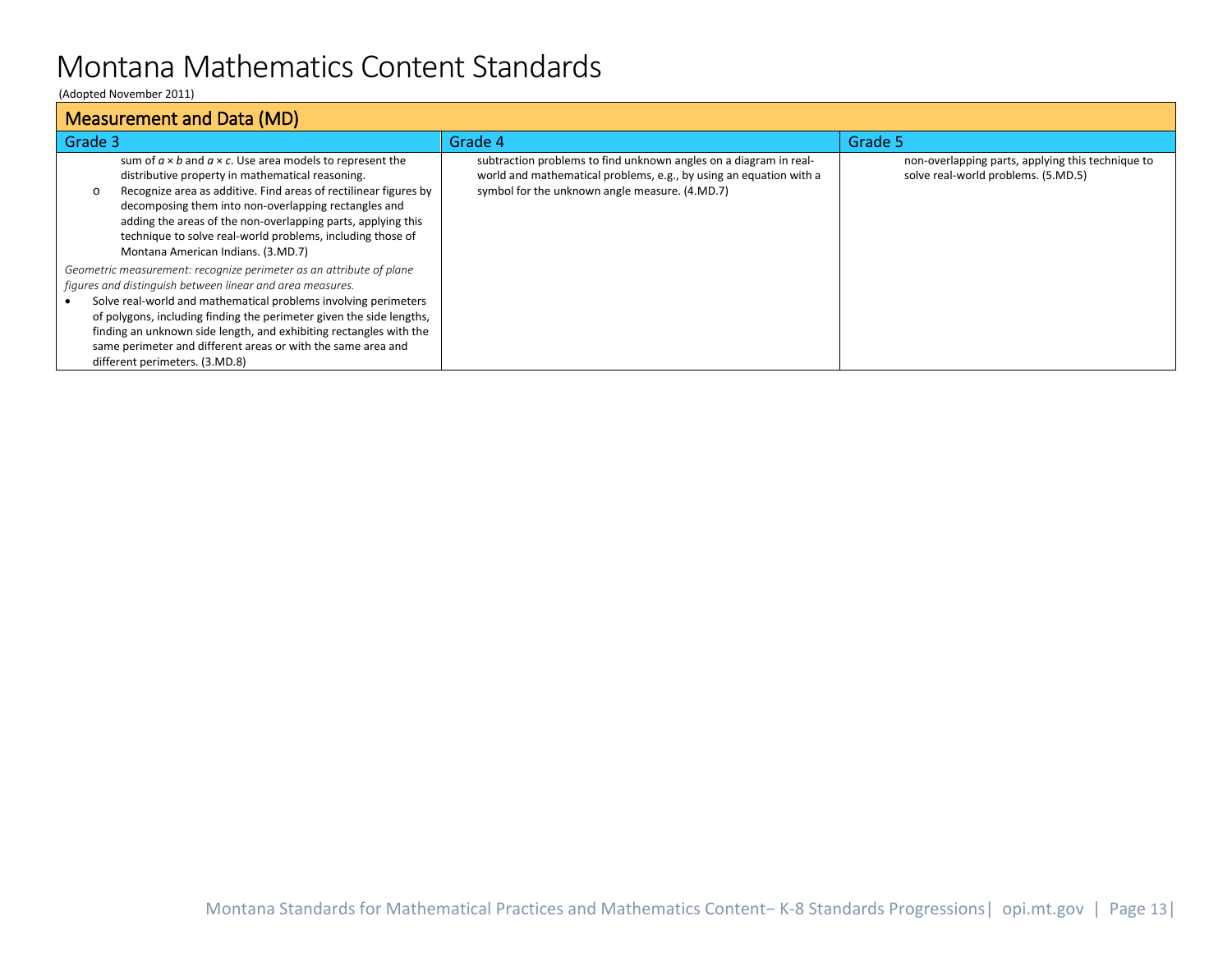# Montana Mathematics Content Standards

(Adopted November 2011)

| Measurement and Data (MD) | | |
|---|---|---|
| **Grade 3** | **Grade 4** | **Grade 5** |
| sum of $a \times b$ and $a \times c$. Use area models to represent the distributive property in mathematical reasoning.<br>o Recognize area as additive. Find areas of rectilinear figures by decomposing them into non-overlapping rectangles and adding the areas of the non-overlapping parts, applying this technique to solve real-world problems, including those of Montana American Indians. (3.MD.7)<br><br>*Geometric measurement: recognize perimeter as an attribute of plane figures and distinguish between linear and area measures.*<br>• Solve real-world and mathematical problems involving perimeters of polygons, including finding the perimeter given the side lengths, finding an unknown side length, and exhibiting rectangles with the same perimeter and different areas or with the same area and different perimeters. (3.MD.8) | subtraction problems to find unknown angles on a diagram in real-world and mathematical problems, e.g., by using an equation with a symbol for the unknown angle measure. (4.MD.7) | non-overlapping parts, applying this technique to solve real-world problems. (5.MD.5) |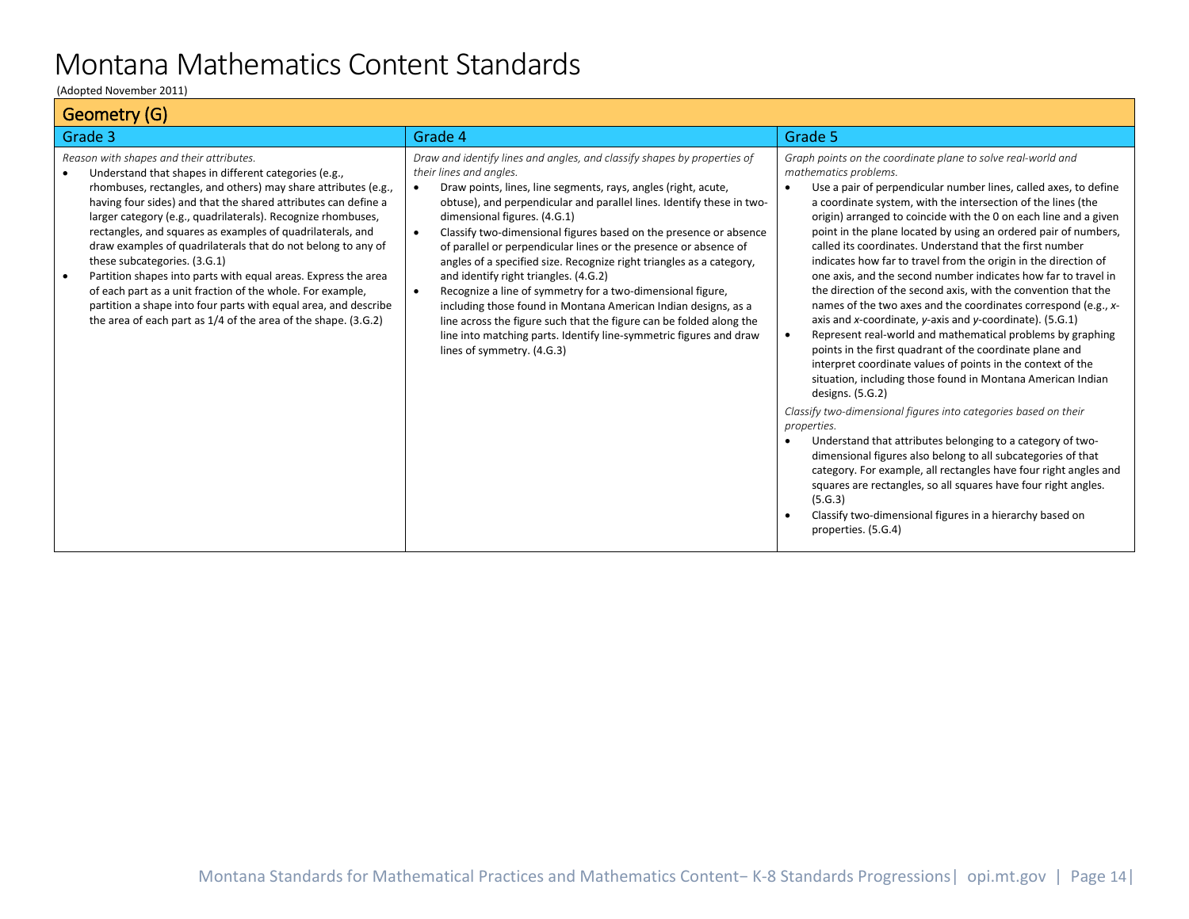# Montana Mathematics Content Standards

(Adopted November 2011)

## Geometry (G)

### Grade 3

*Reason with shapes and their attributes.*

- Understand that shapes in different categories (e.g., rhombuses, rectangles, and others) may share attributes (e.g., having four sides) and that the shared attributes can define a larger category (e.g., quadrilaterals). Recognize rhombuses, rectangles, and squares as examples of quadrilaterals, and draw examples of quadrilaterals that do not belong to any of these subcategories. (3.G.1)
- Partition shapes into parts with equal areas. Express the area of each part as a unit fraction of the whole. For example, partition a shape into four parts with equal area, and describe the area of each part as 1/4 of the area of the shape. (3.G.2)

### Grade 4

*Draw and identify lines and angles, and classify shapes by properties of their lines and angles.*

- Draw points, lines, line segments, rays, angles (right, acute, obtuse), and perpendicular and parallel lines. Identify these in two-dimensional figures. (4.G.1)
- Classify two-dimensional figures based on the presence or absence of parallel or perpendicular lines or the presence or absence of angles of a specified size. Recognize right triangles as a category, and identify right triangles. (4.G.2)
- Recognize a line of symmetry for a two-dimensional figure, including those found in Montana American Indian designs, as a line across the figure such that the figure can be folded along the line into matching parts. Identify line-symmetric figures and draw lines of symmetry. (4.G.3)

### Grade 5

*Graph points on the coordinate plane to solve real-world and mathematics problems.*

- Use a pair of perpendicular number lines, called axes, to define a coordinate system, with the intersection of the lines (the origin) arranged to coincide with the 0 on each line and a given point in the plane located by using an ordered pair of numbers, called its coordinates. Understand that the first number indicates how far to travel from the origin in the direction of one axis, and the second number indicates how far to travel in the direction of the second axis, with the convention that the names of the two axes and the coordinates correspond (e.g., *x*-axis and *x*-coordinate, *y*-axis and *y*-coordinate). (5.G.1)
- Represent real-world and mathematical problems by graphing points in the first quadrant of the coordinate plane and interpret coordinate values of points in the context of the situation, including those found in Montana American Indian designs. (5.G.2)

*Classify two-dimensional figures into categories based on their properties.*

- Understand that attributes belonging to a category of two-dimensional figures also belong to all subcategories of that category. For example, all rectangles have four right angles and squares are rectangles, so all squares have four right angles. (5.G.3)
- Classify two-dimensional figures in a hierarchy based on properties. (5.G.4)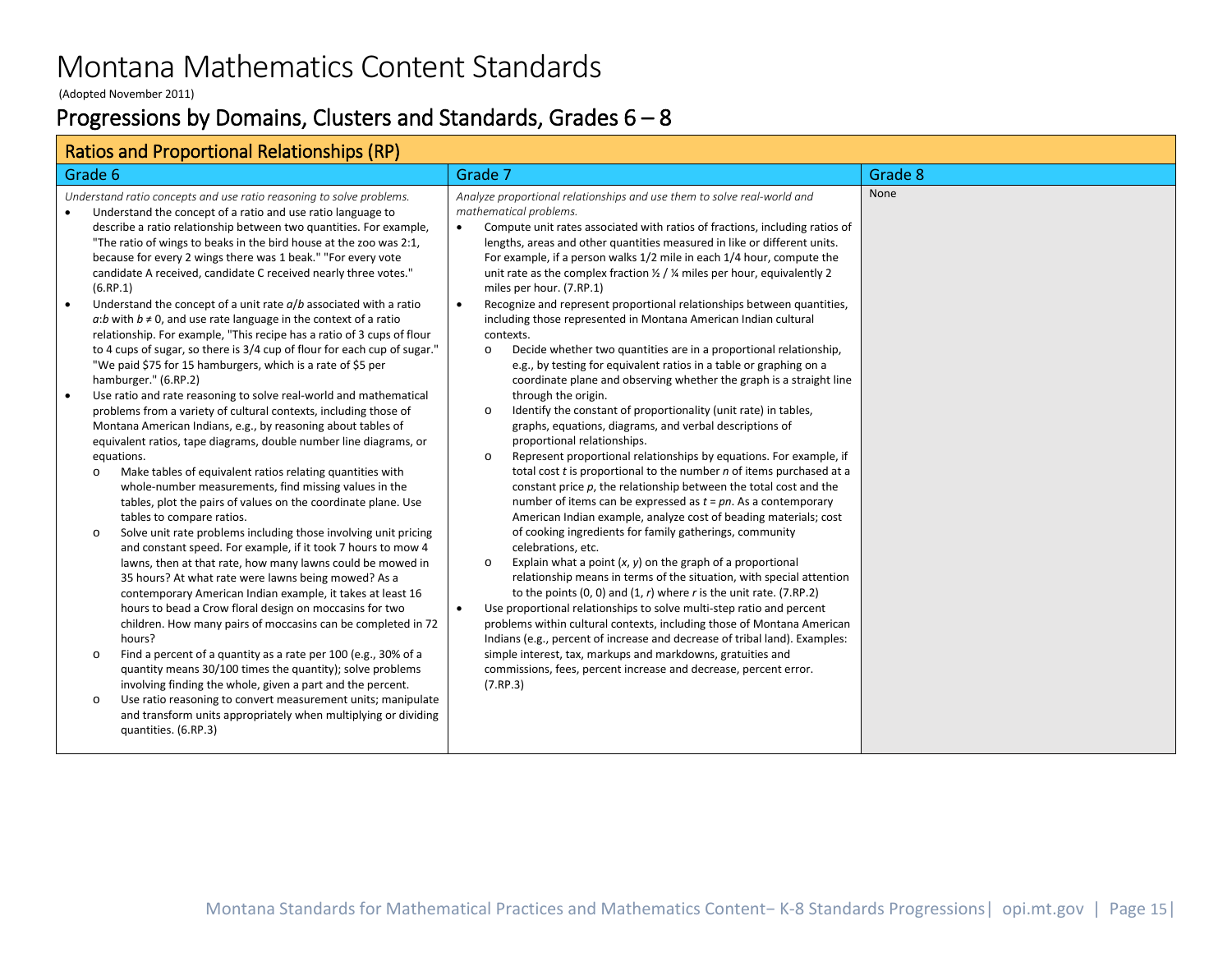# Montana Mathematics Content Standards

(Adopted November 2011)

## Progressions by Domains, Clusters and Standards, Grades 6 – 8

### Ratios and Proportional Relationships (RP)

#### Grade 6

*Understand ratio concepts and use ratio reasoning to solve problems.*

- Understand the concept of a ratio and use ratio language to describe a ratio relationship between two quantities. For example, "The ratio of wings to beaks in the bird house at the zoo was 2:1, because for every 2 wings there was 1 beak." "For every vote candidate A received, candidate C received nearly three votes." (6.RP.1)
- Understand the concept of a unit rate $a/b$ associated with a ratio $a:b$ with $b \neq 0$, and use rate language in the context of a ratio relationship. For example, "This recipe has a ratio of 3 cups of flour to 4 cups of sugar, so there is 3/4 cup of flour for each cup of sugar." "We paid $75 for 15 hamburgers, which is a rate of $5 per hamburger." (6.RP.2)
- Use ratio and rate reasoning to solve real-world and mathematical problems from a variety of cultural contexts, including those of Montana American Indians, e.g., by reasoning about tables of equivalent ratios, tape diagrams, double number line diagrams, or equations.
  - Make tables of equivalent ratios relating quantities with whole-number measurements, find missing values in the tables, plot the pairs of values on the coordinate plane. Use tables to compare ratios.
  - Solve unit rate problems including those involving unit pricing and constant speed. For example, if it took 7 hours to mow 4 lawns, then at that rate, how many lawns could be mowed in 35 hours? At what rate were lawns being mowed? As a contemporary American Indian example, it takes at least 16 hours to bead a Crow floral design on moccasins for two children. How many pairs of moccasins can be completed in 72 hours?
  - Find a percent of a quantity as a rate per 100 (e.g., 30% of a quantity means 30/100 times the quantity); solve problems involving finding the whole, given a part and the percent.
  - Use ratio reasoning to convert measurement units; manipulate and transform units appropriately when multiplying or dividing quantities. (6.RP.3)

#### Grade 7

*Analyze proportional relationships and use them to solve real-world and mathematical problems.*

- Compute unit rates associated with ratios of fractions, including ratios of lengths, areas and other quantities measured in like or different units. For example, if a person walks 1/2 mile in each 1/4 hour, compute the unit rate as the complex fraction ½ / ¼ miles per hour, equivalently 2 miles per hour. (7.RP.1)
- Recognize and represent proportional relationships between quantities, including those represented in Montana American Indian cultural contexts.
  - Decide whether two quantities are in a proportional relationship, e.g., by testing for equivalent ratios in a table or graphing on a coordinate plane and observing whether the graph is a straight line through the origin.
  - Identify the constant of proportionality (unit rate) in tables, graphs, equations, diagrams, and verbal descriptions of proportional relationships.
  - Represent proportional relationships by equations. For example, if total cost $t$ is proportional to the number $n$ of items purchased at a constant price $p$, the relationship between the total cost and the number of items can be expressed as $t = pn$. As a contemporary American Indian example, analyze cost of beading materials; cost of cooking ingredients for family gatherings, community celebrations, etc.
  - Explain what a point $(x, y)$ on the graph of a proportional relationship means in terms of the situation, with special attention to the points $(0, 0)$ and $(1, r)$ where $r$ is the unit rate. (7.RP.2)
- Use proportional relationships to solve multi-step ratio and percent problems within cultural contexts, including those of Montana American Indians (e.g., percent of increase and decrease of tribal land). Examples: simple interest, tax, markups and markdowns, gratuities and commissions, fees, percent increase and decrease, percent error. (7.RP.3)

#### Grade 8

None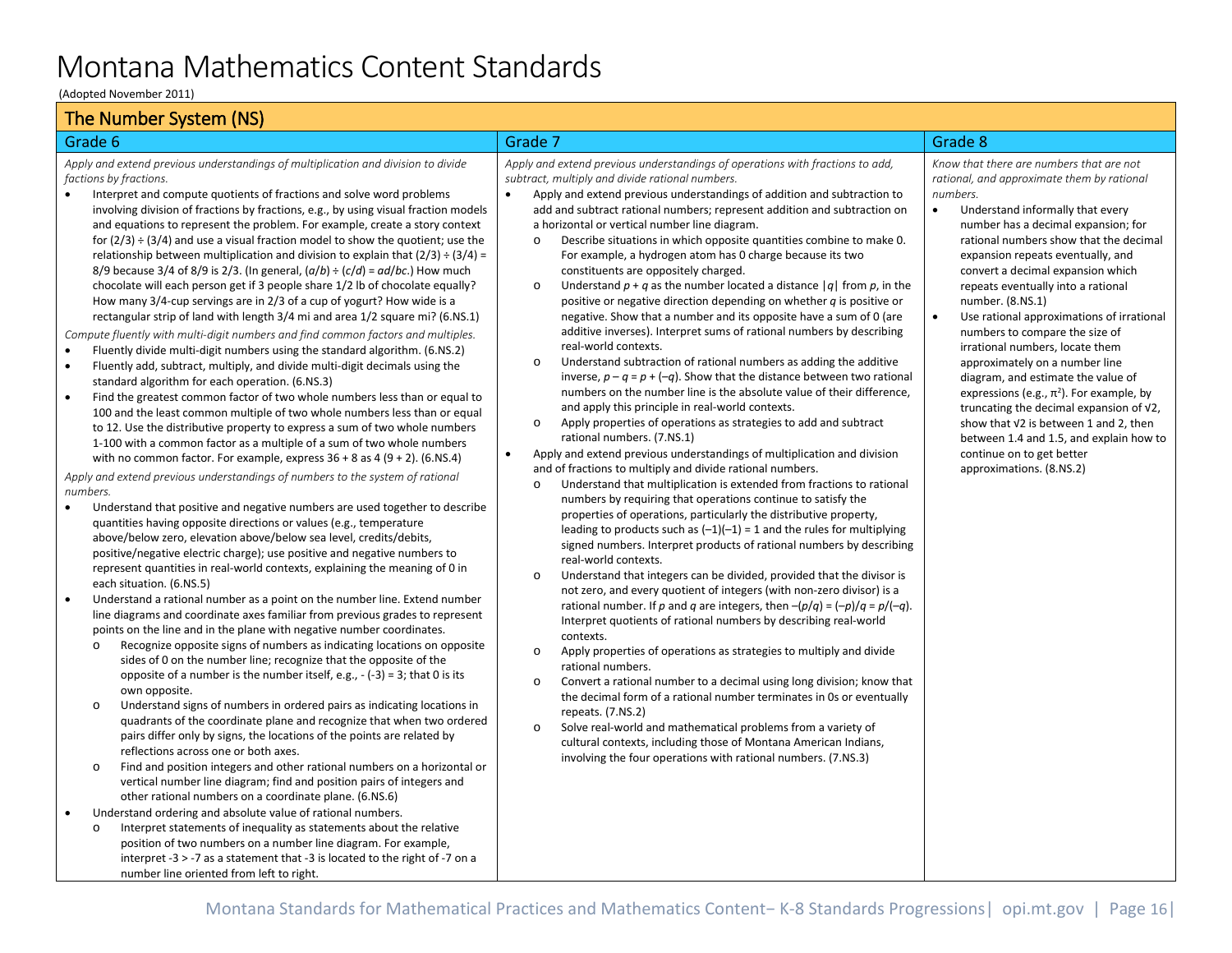# Montana Mathematics Content Standards

(Adopted November 2011)

## The Number System (NS)

### Grade 6

*Apply and extend previous understandings of multiplication and division to divide factions by fractions.*

- Interpret and compute quotients of fractions and solve word problems involving division of fractions by fractions, e.g., by using visual fraction models and equations to represent the problem. For example, create a story context for $(2/3) \div (3/4)$ and use a visual fraction model to show the quotient; use the relationship between multiplication and division to explain that $(2/3) \div (3/4) = 8/9$ because 3/4 of 8/9 is 2/3. (In general, $(a/b) \div (c/d) = ad/bc$.) How much chocolate will each person get if 3 people share 1/2 lb of chocolate equally? How many 3/4-cup servings are in 2/3 of a cup of yogurt? How wide is a rectangular strip of land with length 3/4 mi and area 1/2 square mi? (6.NS.1)

*Compute fluently with multi-digit numbers and find common factors and multiples.*

- Fluently divide multi-digit numbers using the standard algorithm. (6.NS.2)
- Fluently add, subtract, multiply, and divide multi-digit decimals using the standard algorithm for each operation. (6.NS.3)
- Find the greatest common factor of two whole numbers less than or equal to 100 and the least common multiple of two whole numbers less than or equal to 12. Use the distributive property to express a sum of two whole numbers 1-100 with a common factor as a multiple of a sum of two whole numbers with no common factor. For example, express 36 + 8 as 4 (9 + 2). (6.NS.4)

*Apply and extend previous understandings of numbers to the system of rational numbers.*

- Understand that positive and negative numbers are used together to describe quantities having opposite directions or values (e.g., temperature above/below zero, elevation above/below sea level, credits/debits, positive/negative electric charge); use positive and negative numbers to represent quantities in real-world contexts, explaining the meaning of 0 in each situation. (6.NS.5)
- Understand a rational number as a point on the number line. Extend number line diagrams and coordinate axes familiar from previous grades to represent points on the line and in the plane with negative number coordinates.
  - Recognize opposite signs of numbers as indicating locations on opposite sides of 0 on the number line; recognize that the opposite of the opposite of a number is the number itself, e.g., - (-3) = 3; that 0 is its own opposite.
  - Understand signs of numbers in ordered pairs as indicating locations in quadrants of the coordinate plane and recognize that when two ordered pairs differ only by signs, the locations of the points are related by reflections across one or both axes.
  - Find and position integers and other rational numbers on a horizontal or vertical number line diagram; find and position pairs of integers and other rational numbers on a coordinate plane. (6.NS.6)
- Understand ordering and absolute value of rational numbers.
  - Interpret statements of inequality as statements about the relative position of two numbers on a number line diagram. For example, interpret -3 > -7 as a statement that -3 is located to the right of -7 on a number line oriented from left to right.

### Grade 7

*Apply and extend previous understandings of operations with fractions to add, subtract, multiply and divide rational numbers.*

- Apply and extend previous understandings of addition and subtraction to add and subtract rational numbers; represent addition and subtraction on a horizontal or vertical number line diagram.
  - Describe situations in which opposite quantities combine to make 0. For example, a hydrogen atom has 0 charge because its two constituents are oppositely charged.
  - Understand $p + q$ as the number located a distance $|q|$ from $p$, in the positive or negative direction depending on whether $q$ is positive or negative. Show that a number and its opposite have a sum of 0 (are additive inverses). Interpret sums of rational numbers by describing real-world contexts.
  - Understand subtraction of rational numbers as adding the additive inverse, $p – q = p + (–q)$. Show that the distance between two rational numbers on the number line is the absolute value of their difference, and apply this principle in real-world contexts.
  - Apply properties of operations as strategies to add and subtract rational numbers. (7.NS.1)
- Apply and extend previous understandings of multiplication and division and of fractions to multiply and divide rational numbers.
  - Understand that multiplication is extended from fractions to rational numbers by requiring that operations continue to satisfy the properties of operations, particularly the distributive property, leading to products such as $(–1)(–1) = 1$ and the rules for multiplying signed numbers. Interpret products of rational numbers by describing real-world contexts.
  - Understand that integers can be divided, provided that the divisor is not zero, and every quotient of integers (with non-zero divisor) is a rational number. If $p$ and $q$ are integers, then $–(p/q) = (–p)/q = p/(–q)$. Interpret quotients of rational numbers by describing real-world contexts.
  - Apply properties of operations as strategies to multiply and divide rational numbers.
  - Convert a rational number to a decimal using long division; know that the decimal form of a rational number terminates in 0s or eventually repeats. (7.NS.2)
  - Solve real-world and mathematical problems from a variety of cultural contexts, including those of Montana American Indians, involving the four operations with rational numbers. (7.NS.3)

### Grade 8

*Know that there are numbers that are not rational, and approximate them by rational numbers.*

- Understand informally that every number has a decimal expansion; for rational numbers show that the decimal expansion repeats eventually, and convert a decimal expansion which repeats eventually into a rational number. (8.NS.1)
- Use rational approximations of irrational numbers to compare the size of irrational numbers, locate them approximately on a number line diagram, and estimate the value of expressions (e.g., $\pi^2$). For example, by truncating the decimal expansion of $\sqrt{2}$, show that $\sqrt{2}$ is between 1 and 2, then between 1.4 and 1.5, and explain how to continue on to get better approximations. (8.NS.2)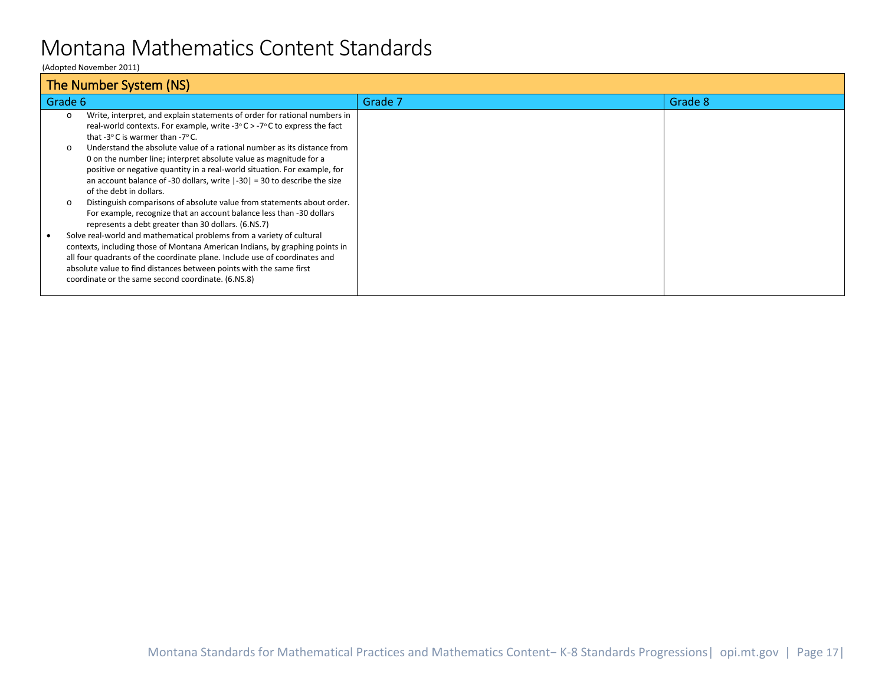# Montana Mathematics Content Standards

(Adopted November 2011)

| The Number System (NS) | | |
|---|---|---|
| Grade 6 | Grade 7 | Grade 8 |
| o Write, interpret, and explain statements of order for rational numbers in real-world contexts. For example, write -3° C > -7° C to express the fact that -3° C is warmer than -7° C.<br>o Understand the absolute value of a rational number as its distance from 0 on the number line; interpret absolute value as magnitude for a positive or negative quantity in a real-world situation. For example, for an account balance of -30 dollars, write \|-30\| = 30 to describe the size of the debt in dollars.<br>o Distinguish comparisons of absolute value from statements about order. For example, recognize that an account balance less than -30 dollars represents a debt greater than 30 dollars. (6.NS.7)<br>• Solve real-world and mathematical problems from a variety of cultural contexts, including those of Montana American Indians, by graphing points in all four quadrants of the coordinate plane. Include use of coordinates and absolute value to find distances between points with the same first coordinate or the same second coordinate. (6.NS.8) | | |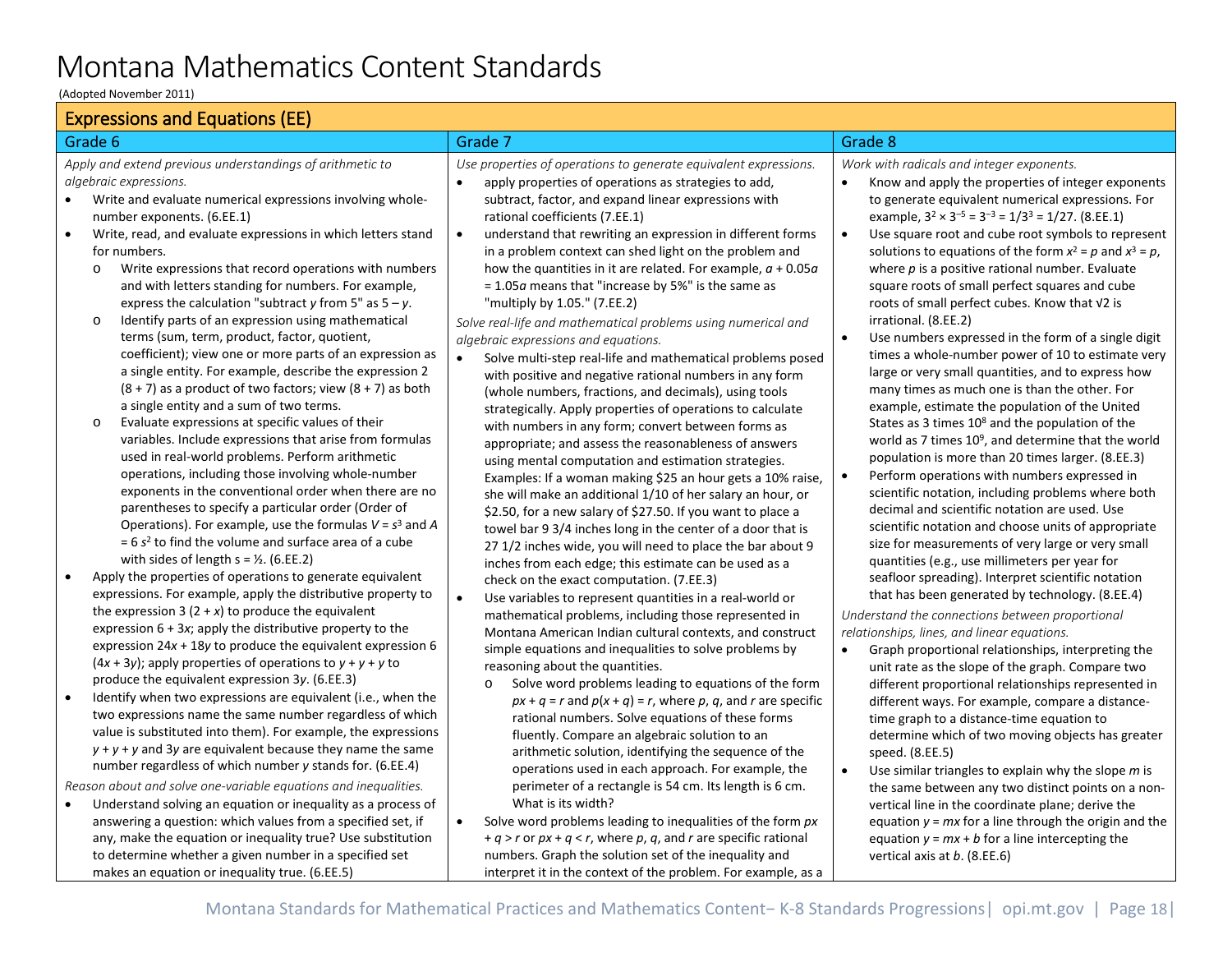# Montana Mathematics Content Standards

(Adopted November 2011)

## Expressions and Equations (EE)

### Grade 6

*Apply and extend previous understandings of arithmetic to algebraic expressions.*

- Write and evaluate numerical expressions involving whole-number exponents. (6.EE.1)
- Write, read, and evaluate expressions in which letters stand for numbers.
  - Write expressions that record operations with numbers and with letters standing for numbers. For example, express the calculation "subtract $y$ from 5" as $5 – y$.
  - Identify parts of an expression using mathematical terms (sum, term, product, factor, quotient, coefficient); view one or more parts of an expression as a single entity. For example, describe the expression $2 (8 + 7)$ as a product of two factors; view $(8 + 7)$ as both a single entity and a sum of two terms.
  - Evaluate expressions at specific values of their variables. Include expressions that arise from formulas used in real-world problems. Perform arithmetic operations, including those involving whole-number exponents in the conventional order when there are no parentheses to specify a particular order (Order of Operations). For example, use the formulas $V = s^3$ and $A = 6 s^2$ to find the volume and surface area of a cube with sides of length $s = ½$. (6.EE.2)
- Apply the properties of operations to generate equivalent expressions. For example, apply the distributive property to the expression $3 (2 + x)$ to produce the equivalent expression $6 + 3x$; apply the distributive property to the expression $24x + 18y$ to produce the equivalent expression $6 (4x + 3y)$; apply properties of operations to $y + y + y$ to produce the equivalent expression $3y$. (6.EE.3)
- Identify when two expressions are equivalent (i.e., when the two expressions name the same number regardless of which value is substituted into them). For example, the expressions $y + y + y$ and $3y$ are equivalent because they name the same number regardless of which number $y$ stands for. (6.EE.4)

*Reason about and solve one-variable equations and inequalities.*

- Understand solving an equation or inequality as a process of answering a question: which values from a specified set, if any, make the equation or inequality true? Use substitution to determine whether a given number in a specified set makes an equation or inequality true. (6.EE.5)

### Grade 7

*Use properties of operations to generate equivalent expressions.*

- apply properties of operations as strategies to add, subtract, factor, and expand linear expressions with rational coefficients (7.EE.1)
- understand that rewriting an expression in different forms in a problem context can shed light on the problem and how the quantities in it are related. For example, $a + 0.05a = 1.05a$ means that "increase by 5%" is the same as "multiply by 1.05." (7.EE.2)

*Solve real-life and mathematical problems using numerical and algebraic expressions and equations.*

- Solve multi-step real-life and mathematical problems posed with positive and negative rational numbers in any form (whole numbers, fractions, and decimals), using tools strategically. Apply properties of operations to calculate with numbers in any form; convert between forms as appropriate; and assess the reasonableness of answers using mental computation and estimation strategies. Examples: If a woman making $25 an hour gets a 10% raise, she will make an additional 1/10 of her salary an hour, or $2.50, for a new salary of $27.50. If you want to place a towel bar 9 3/4 inches long in the center of a door that is 27 1/2 inches wide, you will need to place the bar about 9 inches from each edge; this estimate can be used as a check on the exact computation. (7.EE.3)
- Use variables to represent quantities in a real-world or mathematical problems, including those represented in Montana American Indian cultural contexts, and construct simple equations and inequalities to solve problems by reasoning about the quantities.
  - Solve word problems leading to equations of the form $px + q = r$ and $p(x + q) = r$, where $p$, $q$, and $r$ are specific rational numbers. Solve equations of these forms fluently. Compare an algebraic solution to an arithmetic solution, identifying the sequence of the operations used in each approach. For example, the perimeter of a rectangle is 54 cm. Its length is 6 cm. What is its width?
- Solve word problems leading to inequalities of the form $px + q > r$ or $px + q < r$, where $p$, $q$, and $r$ are specific rational numbers. Graph the solution set of the inequality and interpret it in the context of the problem. For example, as a

### Grade 8

*Work with radicals and integer exponents.*

- Know and apply the properties of integer exponents to generate equivalent numerical expressions. For example, $3^2 \times 3^{-5} = 3^{-3} = 1/3^3 = 1/27$. (8.EE.1)
- Use square root and cube root symbols to represent solutions to equations of the form $x^2 = p$ and $x^3 = p$, where $p$ is a positive rational number. Evaluate square roots of small perfect squares and cube roots of small perfect cubes. Know that $\sqrt{2}$ is irrational. (8.EE.2)
- Use numbers expressed in the form of a single digit times a whole-number power of 10 to estimate very large or very small quantities, and to express how many times as much one is than the other. For example, estimate the population of the United States as 3 times $10^8$ and the population of the world as 7 times $10^9$, and determine that the world population is more than 20 times larger. (8.EE.3)
- Perform operations with numbers expressed in scientific notation, including problems where both decimal and scientific notation are used. Use scientific notation and choose units of appropriate size for measurements of very large or very small quantities (e.g., use millimeters per year for seafloor spreading). Interpret scientific notation that has been generated by technology. (8.EE.4)

*Understand the connections between proportional relationships, lines, and linear equations.*

- Graph proportional relationships, interpreting the unit rate as the slope of the graph. Compare two different proportional relationships represented in different ways. For example, compare a distance-time graph to a distance-time equation to determine which of two moving objects has greater speed. (8.EE.5)
- Use similar triangles to explain why the slope $m$ is the same between any two distinct points on a non-vertical line in the coordinate plane; derive the equation $y = mx$ for a line through the origin and the equation $y = mx + b$ for a line intercepting the vertical axis at $b$. (8.EE.6)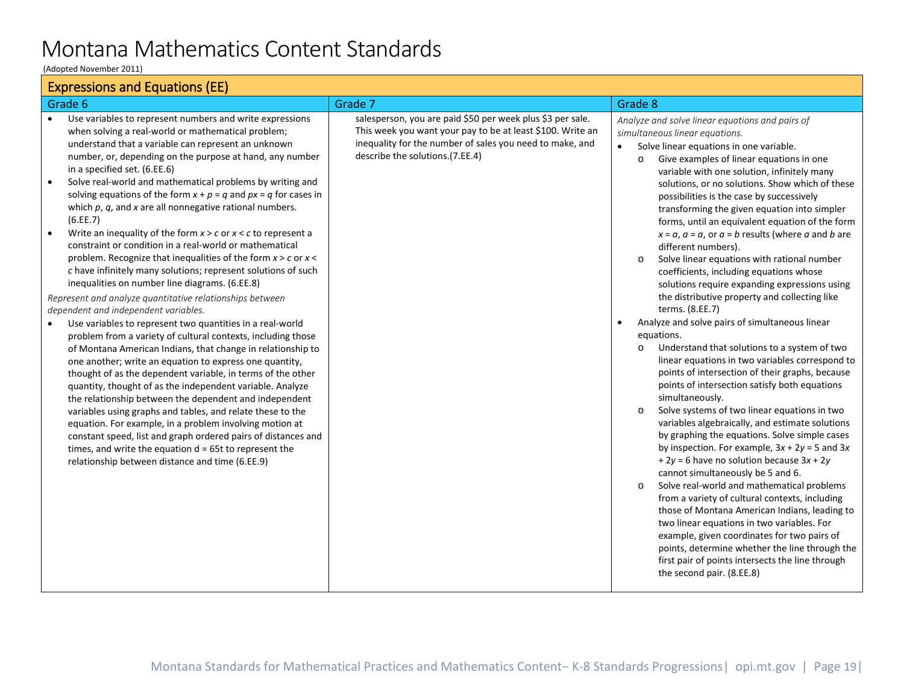# Montana Mathematics Content Standards

(Adopted November 2011)

## Expressions and Equations (EE)

| Grade 6 | Grade 7 | Grade 8 |
|---|---|---|
| • Use variables to represent numbers and write expressions when solving a real-world or mathematical problem; understand that a variable can represent an unknown number, or, depending on the purpose at hand, any number in a specified set. (6.EE.6)<br>• Solve real-world and mathematical problems by writing and solving equations of the form $x + p = q$ and $px = q$ for cases in which $p$, $q$, and $x$ are all nonnegative rational numbers. (6.EE.7)<br>• Write an inequality of the form $x > c$ or $x < c$ to represent a constraint or condition in a real-world or mathematical problem. Recognize that inequalities of the form $x > c$ or $x < c$ have infinitely many solutions; represent solutions of such inequalities on number line diagrams. (6.EE.8)<br>*Represent and analyze quantitative relationships between dependent and independent variables.*<br>• Use variables to represent two quantities in a real-world problem from a variety of cultural contexts, including those of Montana American Indians, that change in relationship to one another; write an equation to express one quantity, thought of as the dependent variable, in terms of the other quantity, thought of as the independent variable. Analyze the relationship between the dependent and independent variables using graphs and tables, and relate these to the equation. For example, in a problem involving motion at constant speed, list and graph ordered pairs of distances and times, and write the equation $d = 65t$ to represent the relationship between distance and time (6.EE.9) | salesperson, you are paid $50 per week plus $3 per sale. This week you want your pay to be at least $100. Write an inequality for the number of sales you need to make, and describe the solutions.(7.EE.4) | *Analyze and solve linear equations and pairs of simultaneous linear equations.*<br>• Solve linear equations in one variable.<br>o Give examples of linear equations in one variable with one solution, infinitely many solutions, or no solutions. Show which of these possibilities is the case by successively transforming the given equation into simpler forms, until an equivalent equation of the form $x = a$, $a = a$, or $a = b$ results (where $a$ and $b$ are different numbers).<br>o Solve linear equations with rational number coefficients, including equations whose solutions require expanding expressions using the distributive property and collecting like terms. (8.EE.7)<br>• Analyze and solve pairs of simultaneous linear equations.<br>o Understand that solutions to a system of two linear equations in two variables correspond to points of intersection of their graphs, because points of intersection satisfy both equations simultaneously.<br>o Solve systems of two linear equations in two variables algebraically, and estimate solutions by graphing the equations. Solve simple cases by inspection. For example, $3x + 2y = 5$ and $3x + 2y = 6$ have no solution because $3x + 2y$ cannot simultaneously be 5 and 6.<br>o Solve real-world and mathematical problems from a variety of cultural contexts, including those of Montana American Indians, leading to two linear equations in two variables. For example, given coordinates for two pairs of points, determine whether the line through the first pair of points intersects the line through the second pair. (8.EE.8) |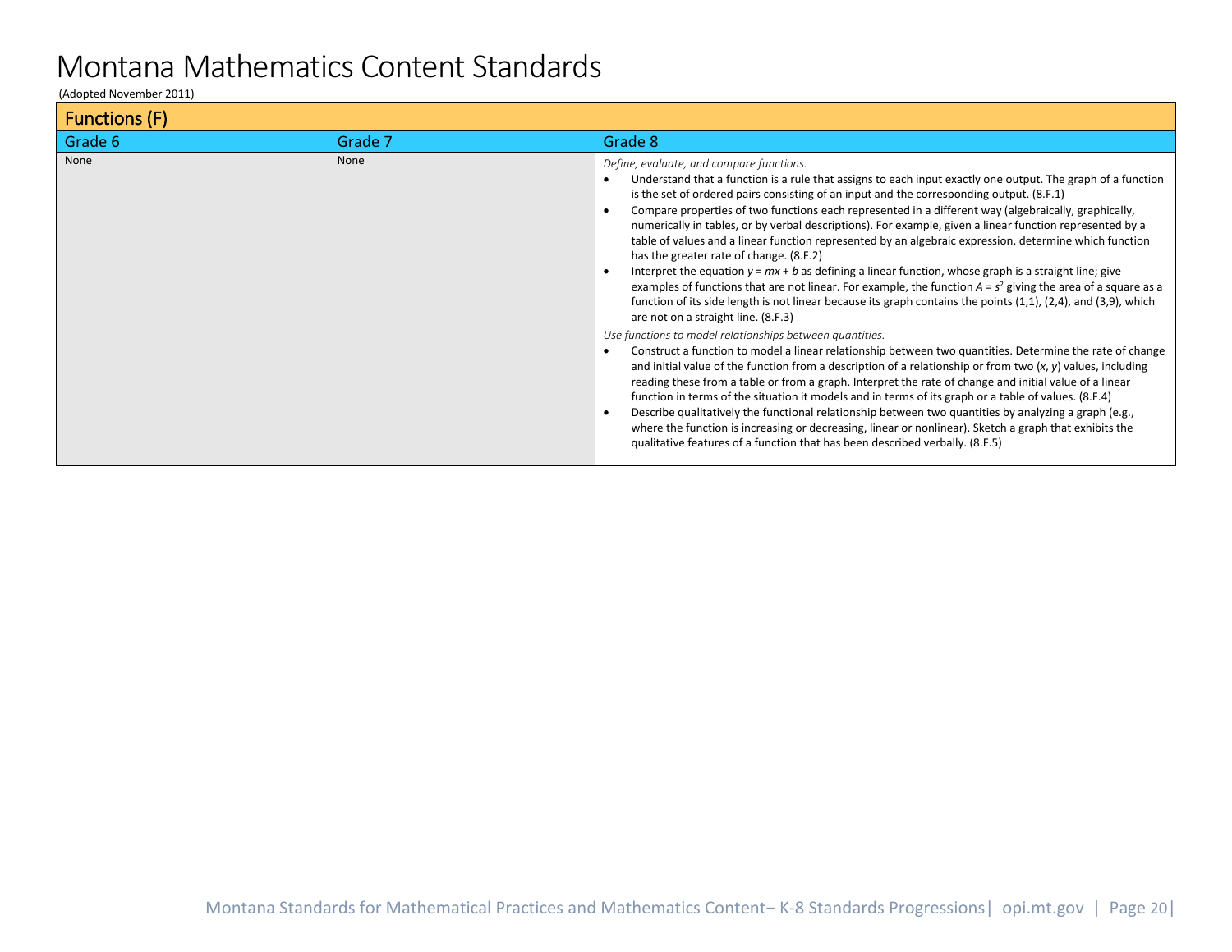# Montana Mathematics Content Standards

(Adopted November 2011)

| Functions (F) | | |
|---|---|---|
| Grade 6 | Grade 7 | Grade 8 |
| None | None | *Define, evaluate, and compare functions.*<br>• Understand that a function is a rule that assigns to each input exactly one output. The graph of a function is the set of ordered pairs consisting of an input and the corresponding output. (8.F.1)<br>• Compare properties of two functions each represented in a different way (algebraically, graphically, numerically in tables, or by verbal descriptions). For example, given a linear function represented by a table of values and a linear function represented by an algebraic expression, determine which function has the greater rate of change. (8.F.2)<br>• Interpret the equation $y = mx + b$ as defining a linear function, whose graph is a straight line; give examples of functions that are not linear. For example, the function $A = s^2$ giving the area of a square as a function of its side length is not linear because its graph contains the points (1,1), (2,4), and (3,9), which are not on a straight line. (8.F.3)<br>*Use functions to model relationships between quantities.*<br>• Construct a function to model a linear relationship between two quantities. Determine the rate of change and initial value of the function from a description of a relationship or from two ($x$, $y$) values, including reading these from a table or from a graph. Interpret the rate of change and initial value of a linear function in terms of the situation it models and in terms of its graph or a table of values. (8.F.4)<br>• Describe qualitatively the functional relationship between two quantities by analyzing a graph (e.g., where the function is increasing or decreasing, linear or nonlinear). Sketch a graph that exhibits the qualitative features of a function that has been described verbally. (8.F.5) |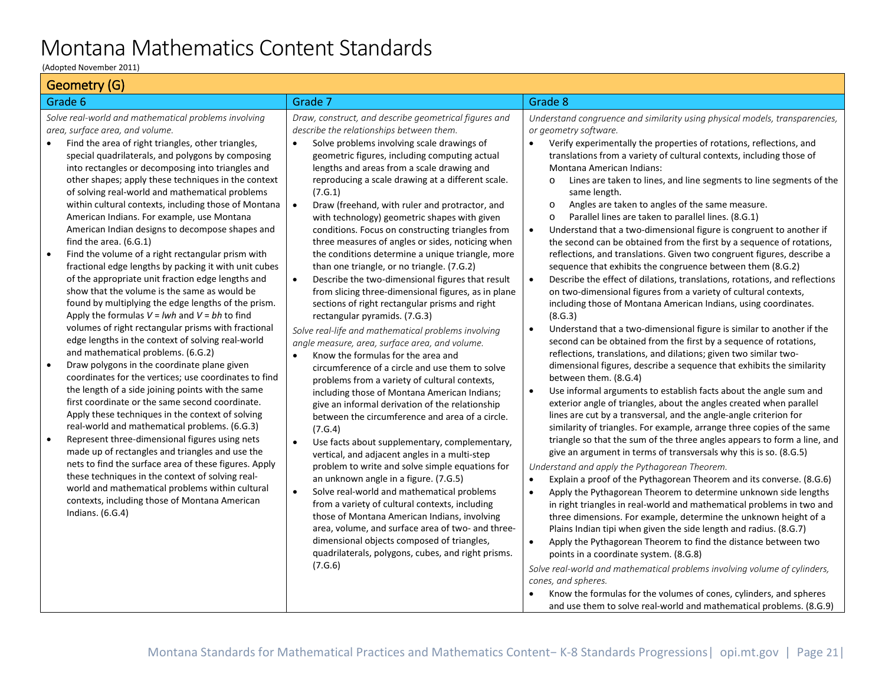# Montana Mathematics Content Standards

(Adopted November 2011)

## Geometry (G)

### Grade 6

*Solve real-world and mathematical problems involving area, surface area, and volume.*

- Find the area of right triangles, other triangles, special quadrilaterals, and polygons by composing into rectangles or decomposing into triangles and other shapes; apply these techniques in the context of solving real-world and mathematical problems within cultural contexts, including those of Montana American Indians. For example, use Montana American Indian designs to decompose shapes and find the area. (6.G.1)
- Find the volume of a right rectangular prism with fractional edge lengths by packing it with unit cubes of the appropriate unit fraction edge lengths and show that the volume is the same as would be found by multiplying the edge lengths of the prism. Apply the formulas $V = lwh$ and $V = bh$ to find volumes of right rectangular prisms with fractional edge lengths in the context of solving real-world and mathematical problems. (6.G.2)
- Draw polygons in the coordinate plane given coordinates for the vertices; use coordinates to find the length of a side joining points with the same first coordinate or the same second coordinate. Apply these techniques in the context of solving real-world and mathematical problems. (6.G.3)
- Represent three-dimensional figures using nets made up of rectangles and triangles and use the nets to find the surface area of these figures. Apply these techniques in the context of solving real-world and mathematical problems within cultural contexts, including those of Montana American Indians. (6.G.4)

### Grade 7

*Draw, construct, and describe geometrical figures and describe the relationships between them.*

- Solve problems involving scale drawings of geometric figures, including computing actual lengths and areas from a scale drawing and reproducing a scale drawing at a different scale. (7.G.1)
- Draw (freehand, with ruler and protractor, and with technology) geometric shapes with given conditions. Focus on constructing triangles from three measures of angles or sides, noticing when the conditions determine a unique triangle, more than one triangle, or no triangle. (7.G.2)
- Describe the two-dimensional figures that result from slicing three-dimensional figures, as in plane sections of right rectangular prisms and right rectangular pyramids. (7.G.3)

*Solve real-life and mathematical problems involving angle measure, area, surface area, and volume.*

- Know the formulas for the area and circumference of a circle and use them to solve problems from a variety of cultural contexts, including those of Montana American Indians; give an informal derivation of the relationship between the circumference and area of a circle. (7.G.4)
- Use facts about supplementary, complementary, vertical, and adjacent angles in a multi-step problem to write and solve simple equations for an unknown angle in a figure. (7.G.5)
- Solve real-world and mathematical problems from a variety of cultural contexts, including those of Montana American Indians, involving area, volume, and surface area of two- and three-dimensional objects composed of triangles, quadrilaterals, polygons, cubes, and right prisms. (7.G.6)

### Grade 8

*Understand congruence and similarity using physical models, transparencies, or geometry software.*

- Verify experimentally the properties of rotations, reflections, and translations from a variety of cultural contexts, including those of Montana American Indians:
  - Lines are taken to lines, and line segments to line segments of the same length.
  - Angles are taken to angles of the same measure.
  - Parallel lines are taken to parallel lines. (8.G.1)
- Understand that a two-dimensional figure is congruent to another if the second can be obtained from the first by a sequence of rotations, reflections, and translations. Given two congruent figures, describe a sequence that exhibits the congruence between them (8.G.2)
- Describe the effect of dilations, translations, rotations, and reflections on two-dimensional figures from a variety of cultural contexts, including those of Montana American Indians, using coordinates. (8.G.3)
- Understand that a two-dimensional figure is similar to another if the second can be obtained from the first by a sequence of rotations, reflections, translations, and dilations; given two similar two-dimensional figures, describe a sequence that exhibits the similarity between them. (8.G.4)
- Use informal arguments to establish facts about the angle sum and exterior angle of triangles, about the angles created when parallel lines are cut by a transversal, and the angle-angle criterion for similarity of triangles. For example, arrange three copies of the same triangle so that the sum of the three angles appears to form a line, and give an argument in terms of transversals why this is so. (8.G.5)

*Understand and apply the Pythagorean Theorem.*

- Explain a proof of the Pythagorean Theorem and its converse. (8.G.6)
- Apply the Pythagorean Theorem to determine unknown side lengths in right triangles in real-world and mathematical problems in two and three dimensions. For example, determine the unknown height of a Plains Indian tipi when given the side length and radius. (8.G.7)
- Apply the Pythagorean Theorem to find the distance between two points in a coordinate system. (8.G.8)

*Solve real-world and mathematical problems involving volume of cylinders, cones, and spheres.*

- Know the formulas for the volumes of cones, cylinders, and spheres and use them to solve real-world and mathematical problems. (8.G.9)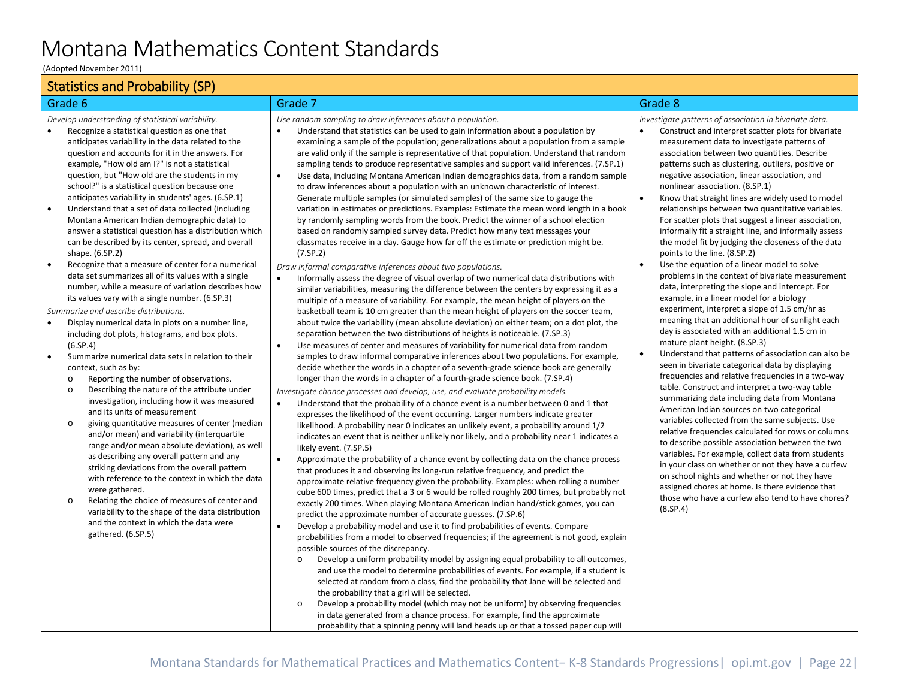# Montana Mathematics Content Standards

(Adopted November 2011)

## Statistics and Probability (SP)

### Grade 6

*Develop understanding of statistical variability.*

- Recognize a statistical question as one that anticipates variability in the data related to the question and accounts for it in the answers. For example, "How old am I?" is not a statistical question, but "How old are the students in my school?" is a statistical question because one anticipates variability in students' ages. (6.SP.1)
- Understand that a set of data collected (including Montana American Indian demographic data) to answer a statistical question has a distribution which can be described by its center, spread, and overall shape. (6.SP.2)
- Recognize that a measure of center for a numerical data set summarizes all of its values with a single number, while a measure of variation describes how its values vary with a single number. (6.SP.3)

*Summarize and describe distributions.*

- Display numerical data in plots on a number line, including dot plots, histograms, and box plots. (6.SP.4)
- Summarize numerical data sets in relation to their context, such as by:
    - Reporting the number of observations.
    - Describing the nature of the attribute under investigation, including how it was measured and its units of measurement
    - giving quantitative measures of center (median and/or mean) and variability (interquartile range and/or mean absolute deviation), as well as describing any overall pattern and any striking deviations from the overall pattern with reference to the context in which the data were gathered.
    - Relating the choice of measures of center and variability to the shape of the data distribution and the context in which the data were gathered. (6.SP.5)

### Grade 7

*Use random sampling to draw inferences about a population.*

- Understand that statistics can be used to gain information about a population by examining a sample of the population; generalizations about a population from a sample are valid only if the sample is representative of that population. Understand that random sampling tends to produce representative samples and support valid inferences. (7.SP.1)
- Use data, including Montana American Indian demographics data, from a random sample to draw inferences about a population with an unknown characteristic of interest. Generate multiple samples (or simulated samples) of the same size to gauge the variation in estimates or predictions. Examples: Estimate the mean word length in a book by randomly sampling words from the book. Predict the winner of a school election based on randomly sampled survey data. Predict how many text messages your classmates receive in a day. Gauge how far off the estimate or prediction might be. (7.SP.2)

*Draw informal comparative inferences about two populations.*

- Informally assess the degree of visual overlap of two numerical data distributions with similar variabilities, measuring the difference between the centers by expressing it as a multiple of a measure of variability. For example, the mean height of players on the basketball team is 10 cm greater than the mean height of players on the soccer team, about twice the variability (mean absolute deviation) on either team; on a dot plot, the separation between the two distributions of heights is noticeable. (7.SP.3)
- Use measures of center and measures of variability for numerical data from random samples to draw informal comparative inferences about two populations. For example, decide whether the words in a chapter of a seventh-grade science book are generally longer than the words in a chapter of a fourth-grade science book. (7.SP.4)

*Investigate chance processes and develop, use, and evaluate probability models.*

- Understand that the probability of a chance event is a number between 0 and 1 that expresses the likelihood of the event occurring. Larger numbers indicate greater likelihood. A probability near 0 indicates an unlikely event, a probability around 1/2 indicates an event that is neither unlikely nor likely, and a probability near 1 indicates a likely event. (7.SP.5)
- Approximate the probability of a chance event by collecting data on the chance process that produces it and observing its long-run relative frequency, and predict the approximate relative frequency given the probability. Examples: when rolling a number cube 600 times, predict that a 3 or 6 would be rolled roughly 200 times, but probably not exactly 200 times. When playing Montana American Indian hand/stick games, you can predict the approximate number of accurate guesses. (7.SP.6)
- Develop a probability model and use it to find probabilities of events. Compare probabilities from a model to observed frequencies; if the agreement is not good, explain possible sources of the discrepancy.
    - Develop a uniform probability model by assigning equal probability to all outcomes, and use the model to determine probabilities of events. For example, if a student is selected at random from a class, find the probability that Jane will be selected and the probability that a girl will be selected.
    - Develop a probability model (which may not be uniform) by observing frequencies in data generated from a chance process. For example, find the approximate probability that a spinning penny will land heads up or that a tossed paper cup will

### Grade 8

*Investigate patterns of association in bivariate data.*

- Construct and interpret scatter plots for bivariate measurement data to investigate patterns of association between two quantities. Describe patterns such as clustering, outliers, positive or negative association, linear association, and nonlinear association. (8.SP.1)
- Know that straight lines are widely used to model relationships between two quantitative variables. For scatter plots that suggest a linear association, informally fit a straight line, and informally assess the model fit by judging the closeness of the data points to the line. (8.SP.2)
- Use the equation of a linear model to solve problems in the context of bivariate measurement data, interpreting the slope and intercept. For example, in a linear model for a biology experiment, interpret a slope of 1.5 cm/hr as meaning that an additional hour of sunlight each day is associated with an additional 1.5 cm in mature plant height. (8.SP.3)
- Understand that patterns of association can also be seen in bivariate categorical data by displaying frequencies and relative frequencies in a two-way table. Construct and interpret a two-way table summarizing data including data from Montana American Indian sources on two categorical variables collected from the same subjects. Use relative frequencies calculated for rows or columns to describe possible association between the two variables. For example, collect data from students in your class on whether or not they have a curfew on school nights and whether or not they have assigned chores at home. Is there evidence that those who have a curfew also tend to have chores? (8.SP.4)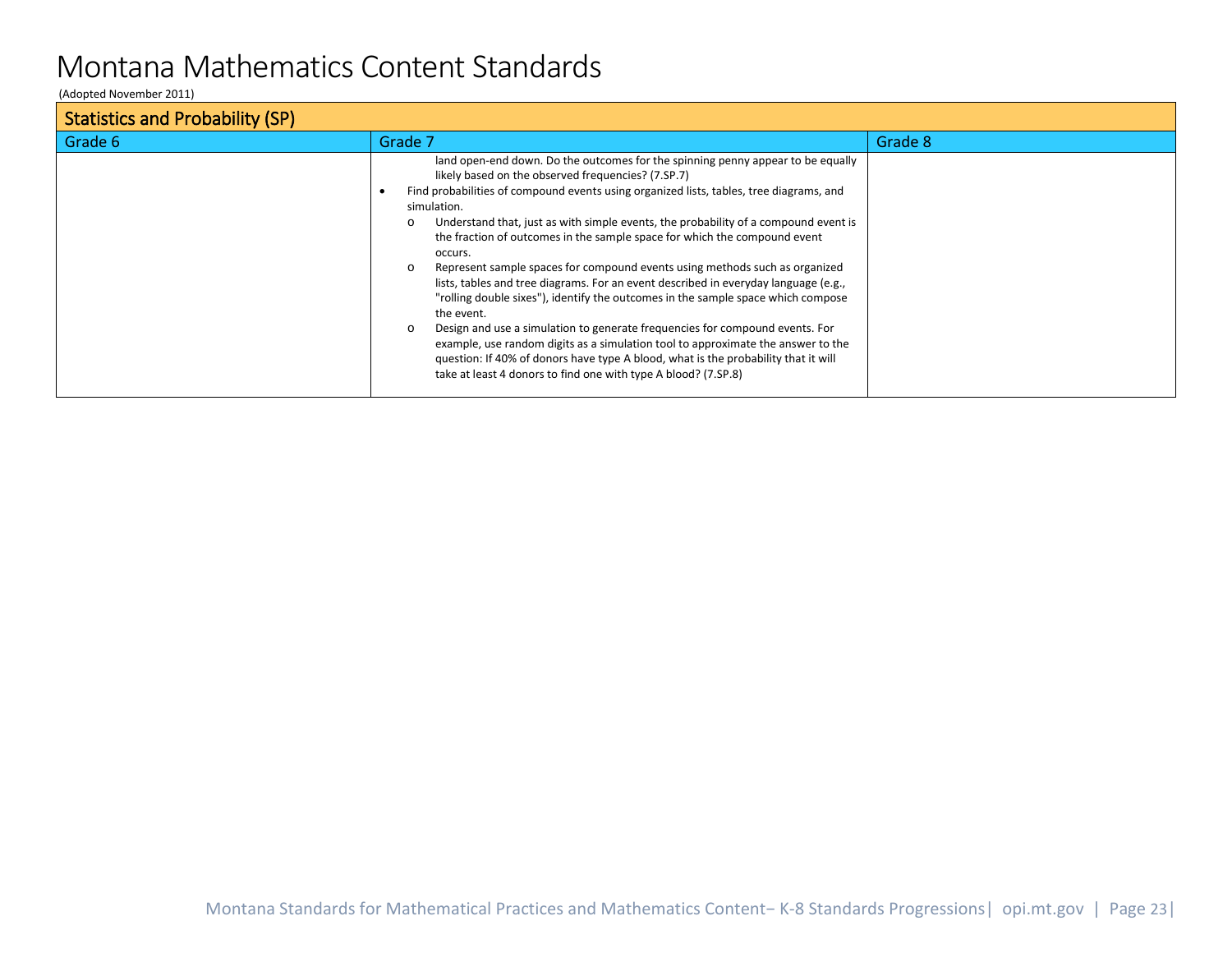# Montana Mathematics Content Standards

(Adopted November 2011)

| Statistics and Probability (SP) | | |
|---|---|---|
| Grade 6 | Grade 7 | Grade 8 |
| | land open-end down. Do the outcomes for the spinning penny appear to be equally likely based on the observed frequencies? (7.SP.7)<br>• Find probabilities of compound events using organized lists, tables, tree diagrams, and simulation.<br>o Understand that, just as with simple events, the probability of a compound event is the fraction of outcomes in the sample space for which the compound event occurs.<br>o Represent sample spaces for compound events using methods such as organized lists, tables and tree diagrams. For an event described in everyday language (e.g., "rolling double sixes"), identify the outcomes in the sample space which compose the event.<br>o Design and use a simulation to generate frequencies for compound events. For example, use random digits as a simulation tool to approximate the answer to the question: If 40% of donors have type A blood, what is the probability that it will take at least 4 donors to find one with type A blood? (7.SP.8) | |